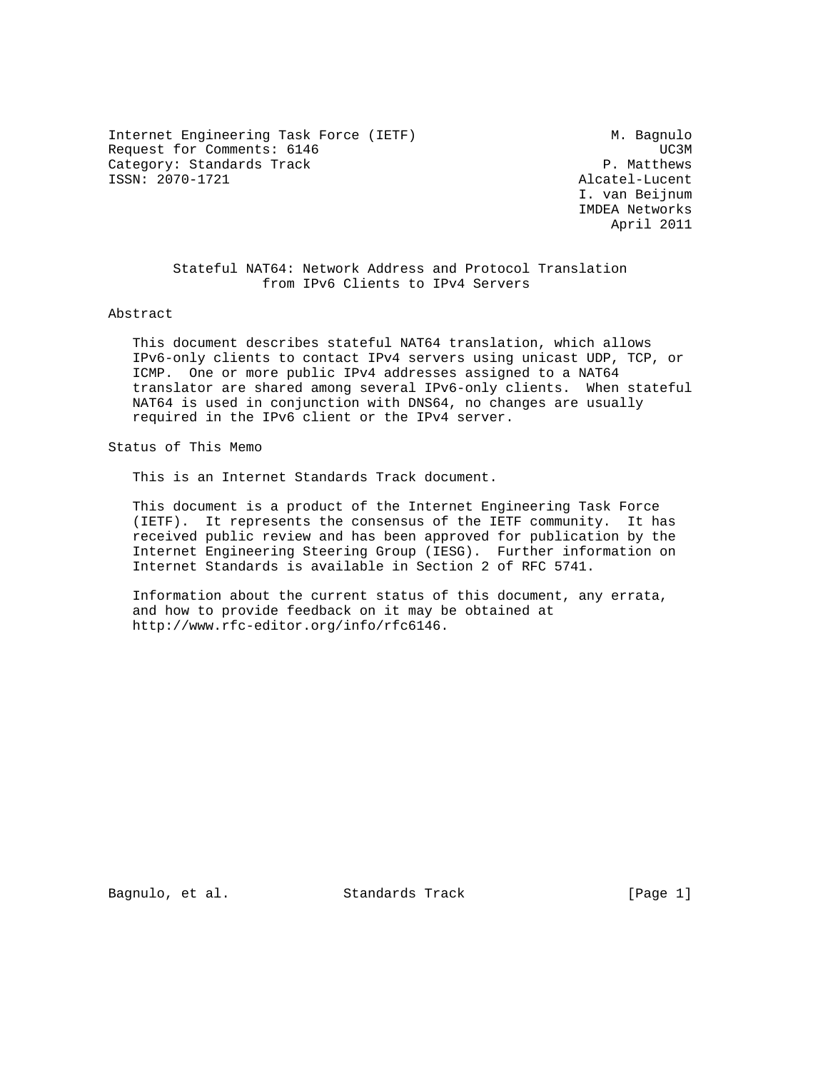Internet Engineering Task Force (IETF) M. Bagnulo
Request for Comments: 6146 UC3M
Category: Standards Track P. Matthews
ISSN: 2070-1721 Alcatel-Lucent
I. van Beijnum
IMDEA Networks
April 2011

# Stateful NAT64: Network Address and Protocol Translation from IPv6 Clients to IPv4 Servers

## Abstract

This document describes stateful NAT64 translation, which allows IPv6-only clients to contact IPv4 servers using unicast UDP, TCP, or ICMP. One or more public IPv4 addresses assigned to a NAT64 translator are shared among several IPv6-only clients. When stateful NAT64 is used in conjunction with DNS64, no changes are usually required in the IPv6 client or the IPv4 server.

## Status of This Memo

This is an Internet Standards Track document.

This document is a product of the Internet Engineering Task Force (IETF). It represents the consensus of the IETF community. It has received public review and has been approved for publication by the Internet Engineering Steering Group (IESG). Further information on Internet Standards is available in Section 2 of RFC 5741.

Information about the current status of this document, any errata, and how to provide feedback on it may be obtained at http://www.rfc-editor.org/info/rfc6146.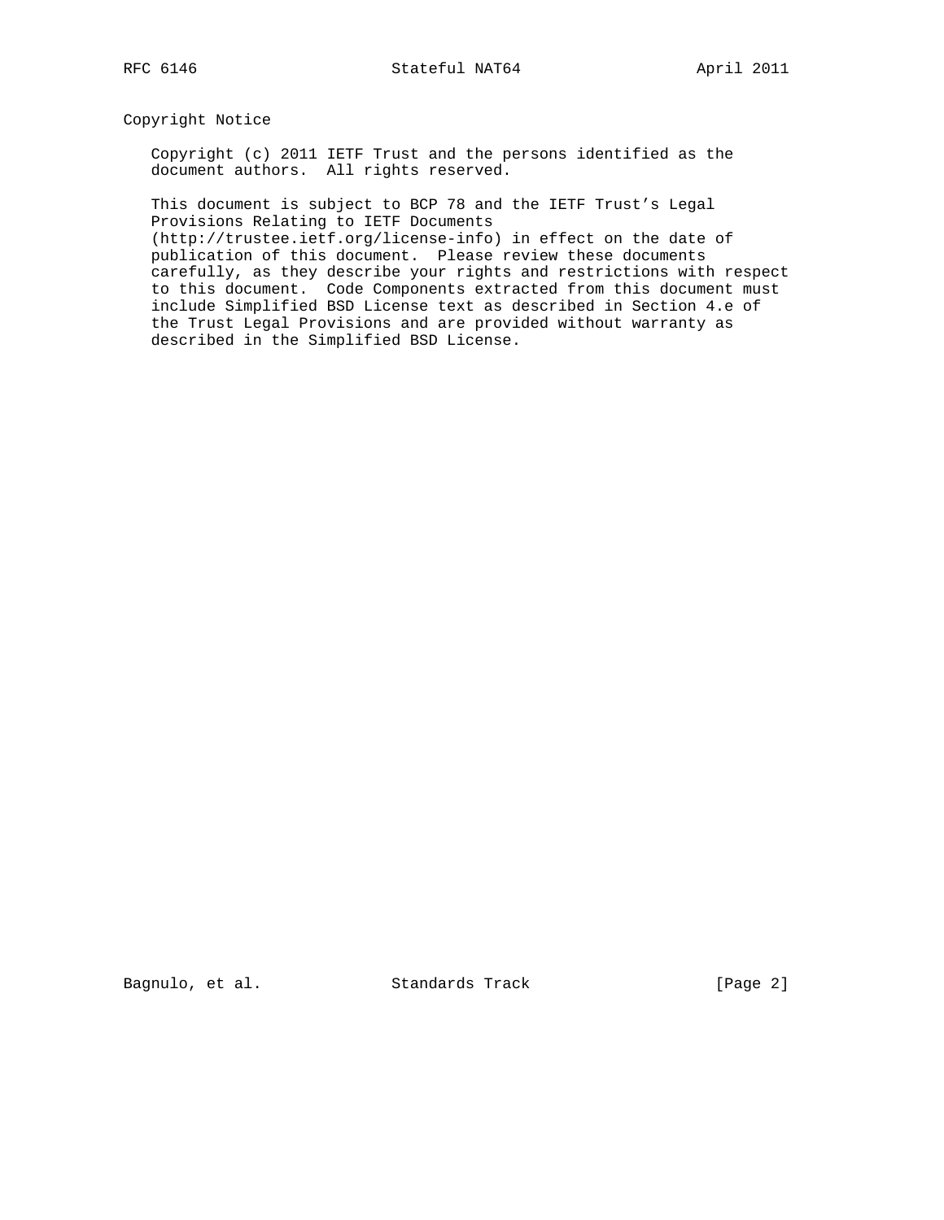## Copyright Notice

Copyright (c) 2011 IETF Trust and the persons identified as the document authors. All rights reserved.

This document is subject to BCP 78 and the IETF Trust's Legal Provisions Relating to IETF Documents (http://trustee.ietf.org/license-info) in effect on the date of publication of this document. Please review these documents carefully, as they describe your rights and restrictions with respect to this document. Code Components extracted from this document must include Simplified BSD License text as described in Section 4.e of the Trust Legal Provisions and are provided without warranty as described in the Simplified BSD License.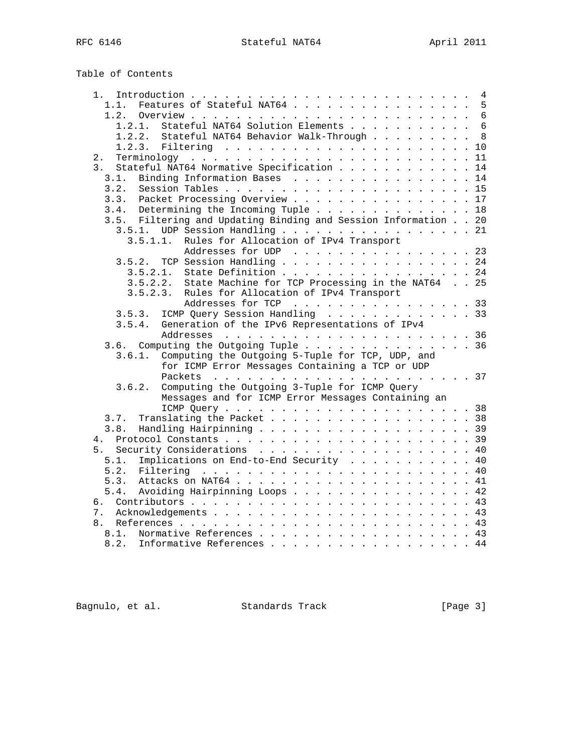Table of Contents

```
   1.  Introduction . . . . . . . . . . . . . . . . . . . . . . . . .  4
     1.1.  Features of Stateful NAT64 . . . . . . . . . . . . . . . .  5
     1.2.  Overview . . . . . . . . . . . . . . . . . . . . . . . . .  6
       1.2.1.  Stateful NAT64 Solution Elements . . . . . . . . . . .  6
       1.2.2.  Stateful NAT64 Behavior Walk-Through . . . . . . . . .  8
       1.2.3.  Filtering  . . . . . . . . . . . . . . . . . . . . . . 10
   2.  Terminology  . . . . . . . . . . . . . . . . . . . . . . . . . 11
   3.  Stateful NAT64 Normative Specification . . . . . . . . . . . . 14
     3.1.  Binding Information Bases  . . . . . . . . . . . . . . . . 14
     3.2.  Session Tables . . . . . . . . . . . . . . . . . . . . . . 15
     3.3.  Packet Processing Overview . . . . . . . . . . . . . . . . 17
     3.4.  Determining the Incoming Tuple . . . . . . . . . . . . . . 18
     3.5.  Filtering and Updating Binding and Session Information . . 20
       3.5.1.  UDP Session Handling . . . . . . . . . . . . . . . . . 21
         3.5.1.1.  Rules for Allocation of IPv4 Transport
                   Addresses for UDP  . . . . . . . . . . . . . . . . 23
       3.5.2.  TCP Session Handling . . . . . . . . . . . . . . . . . 24
         3.5.2.1.  State Definition . . . . . . . . . . . . . . . . . 24
         3.5.2.2.  State Machine for TCP Processing in the NAT64  . . 25
         3.5.2.3.  Rules for Allocation of IPv4 Transport
                   Addresses for TCP  . . . . . . . . . . . . . . . . 33
       3.5.3.  ICMP Query Session Handling  . . . . . . . . . . . . . 33
       3.5.4.  Generation of the IPv6 Representations of IPv4
               Addresses  . . . . . . . . . . . . . . . . . . . . . . 36
     3.6.  Computing the Outgoing Tuple . . . . . . . . . . . . . . . 36
       3.6.1.  Computing the Outgoing 5-Tuple for TCP, UDP, and
               for ICMP Error Messages Containing a TCP or UDP
               Packets  . . . . . . . . . . . . . . . . . . . . . . . 37
       3.6.2.  Computing the Outgoing 3-Tuple for ICMP Query
               Messages and for ICMP Error Messages Containing an
               ICMP Query . . . . . . . . . . . . . . . . . . . . . . 38
     3.7.  Translating the Packet . . . . . . . . . . . . . . . . . . 38
     3.8.  Handling Hairpinning . . . . . . . . . . . . . . . . . . . 39
   4.  Protocol Constants . . . . . . . . . . . . . . . . . . . . . . 39
   5.  Security Considerations  . . . . . . . . . . . . . . . . . . . 40
     5.1.  Implications on End-to-End Security . . . . . . . . . . . 40
     5.2.  Filtering  . . . . . . . . . . . . . . . . . . . . . . . . 40
     5.3.  Attacks on NAT64 . . . . . . . . . . . . . . . . . . . . . 41
     5.4.  Avoiding Hairpinning Loops . . . . . . . . . . . . . . . . 42
   6.  Contributors . . . . . . . . . . . . . . . . . . . . . . . . . 43
   7.  Acknowledgements . . . . . . . . . . . . . . . . . . . . . . . 43
   8.  References . . . . . . . . . . . . . . . . . . . . . . . . . . 43
     8.1.  Normative References . . . . . . . . . . . . . . . . . . . 43
     8.2.  Informative References . . . . . . . . . . . . . . . . . . 44
```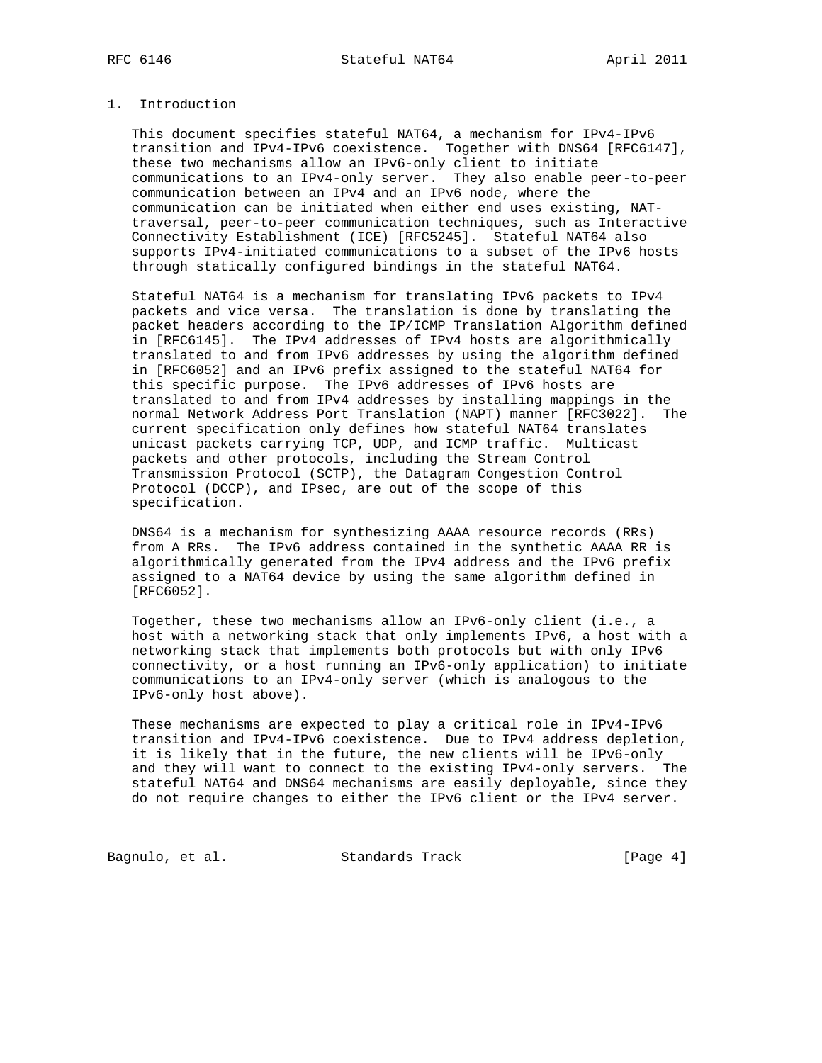# 1. Introduction

This document specifies stateful NAT64, a mechanism for IPv4-IPv6 transition and IPv4-IPv6 coexistence. Together with DNS64 [RFC6147], these two mechanisms allow an IPv6-only client to initiate communications to an IPv4-only server. They also enable peer-to-peer communication between an IPv4 and an IPv6 node, where the communication can be initiated when either end uses existing, NAT-traversal, peer-to-peer communication techniques, such as Interactive Connectivity Establishment (ICE) [RFC5245]. Stateful NAT64 also supports IPv4-initiated communications to a subset of the IPv6 hosts through statically configured bindings in the stateful NAT64.

Stateful NAT64 is a mechanism for translating IPv6 packets to IPv4 packets and vice versa. The translation is done by translating the packet headers according to the IP/ICMP Translation Algorithm defined in [RFC6145]. The IPv4 addresses of IPv4 hosts are algorithmically translated to and from IPv6 addresses by using the algorithm defined in [RFC6052] and an IPv6 prefix assigned to the stateful NAT64 for this specific purpose. The IPv6 addresses of IPv6 hosts are translated to and from IPv4 addresses by installing mappings in the normal Network Address Port Translation (NAPT) manner [RFC3022]. The current specification only defines how stateful NAT64 translates unicast packets carrying TCP, UDP, and ICMP traffic. Multicast packets and other protocols, including the Stream Control Transmission Protocol (SCTP), the Datagram Congestion Control Protocol (DCCP), and IPsec, are out of the scope of this specification.

DNS64 is a mechanism for synthesizing AAAA resource records (RRs) from A RRs. The IPv6 address contained in the synthetic AAAA RR is algorithmically generated from the IPv4 address and the IPv6 prefix assigned to a NAT64 device by using the same algorithm defined in [RFC6052].

Together, these two mechanisms allow an IPv6-only client (i.e., a host with a networking stack that only implements IPv6, a host with a networking stack that implements both protocols but with only IPv6 connectivity, or a host running an IPv6-only application) to initiate communications to an IPv4-only server (which is analogous to the IPv6-only host above).

These mechanisms are expected to play a critical role in IPv4-IPv6 transition and IPv4-IPv6 coexistence. Due to IPv4 address depletion, it is likely that in the future, the new clients will be IPv6-only and they will want to connect to the existing IPv4-only servers. The stateful NAT64 and DNS64 mechanisms are easily deployable, since they do not require changes to either the IPv6 client or the IPv4 server.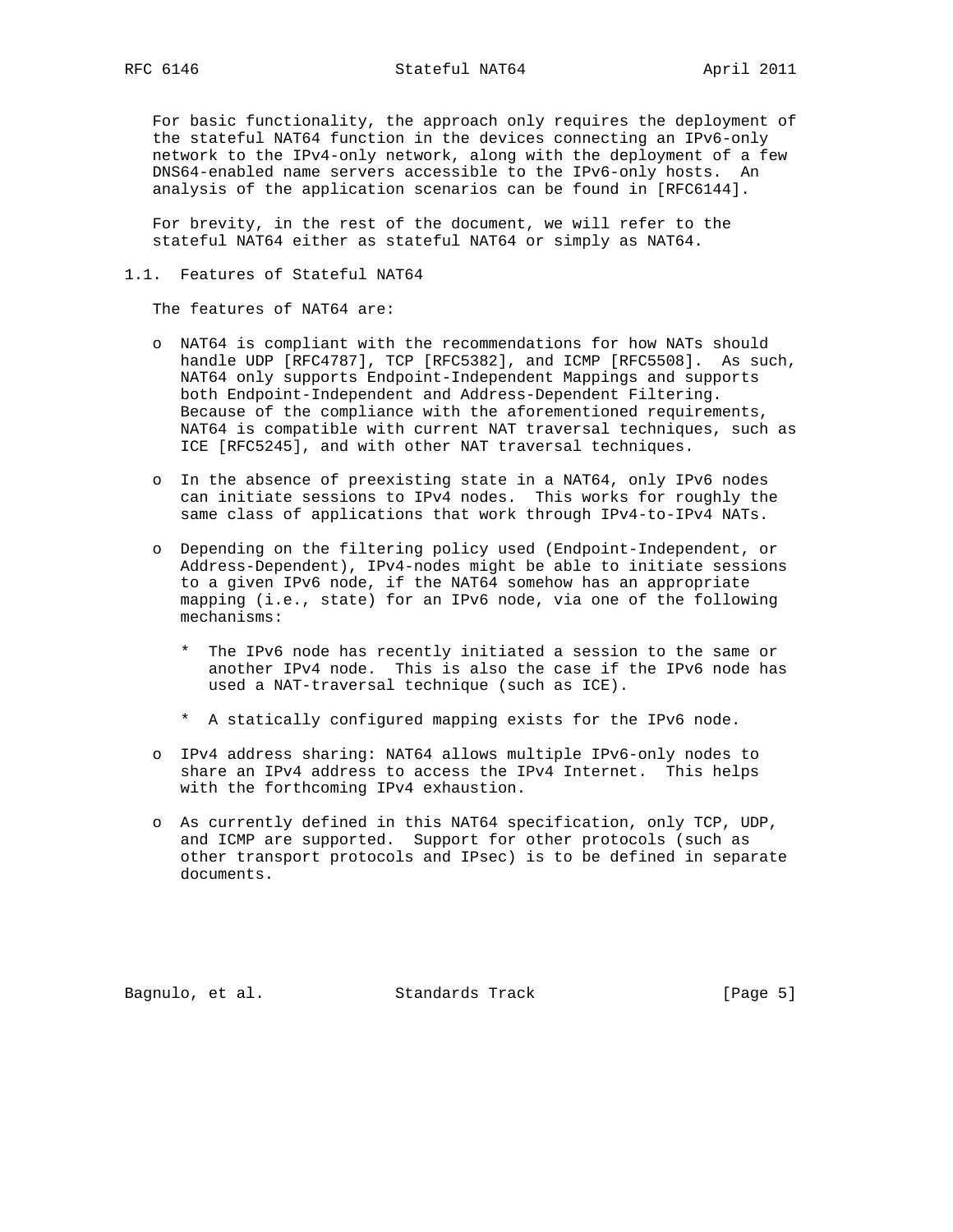For basic functionality, the approach only requires the deployment of the stateful NAT64 function in the devices connecting an IPv6-only network to the IPv4-only network, along with the deployment of a few DNS64-enabled name servers accessible to the IPv6-only hosts. An analysis of the application scenarios can be found in [RFC6144].

For brevity, in the rest of the document, we will refer to the stateful NAT64 either as stateful NAT64 or simply as NAT64.

## 1.1. Features of Stateful NAT64

The features of NAT64 are:

- NAT64 is compliant with the recommendations for how NATs should handle UDP [RFC4787], TCP [RFC5382], and ICMP [RFC5508]. As such, NAT64 only supports Endpoint-Independent Mappings and supports both Endpoint-Independent and Address-Dependent Filtering. Because of the compliance with the aforementioned requirements, NAT64 is compatible with current NAT traversal techniques, such as ICE [RFC5245], and with other NAT traversal techniques.

- In the absence of preexisting state in a NAT64, only IPv6 nodes can initiate sessions to IPv4 nodes. This works for roughly the same class of applications that work through IPv4-to-IPv4 NATs.

- Depending on the filtering policy used (Endpoint-Independent, or Address-Dependent), IPv4-nodes might be able to initiate sessions to a given IPv6 node, if the NAT64 somehow has an appropriate mapping (i.e., state) for an IPv6 node, via one of the following mechanisms:

  - The IPv6 node has recently initiated a session to the same or another IPv4 node. This is also the case if the IPv6 node has used a NAT-traversal technique (such as ICE).

  - A statically configured mapping exists for the IPv6 node.

- IPv4 address sharing: NAT64 allows multiple IPv6-only nodes to share an IPv4 address to access the IPv4 Internet. This helps with the forthcoming IPv4 exhaustion.

- As currently defined in this NAT64 specification, only TCP, UDP, and ICMP are supported. Support for other protocols (such as other transport protocols and IPsec) is to be defined in separate documents.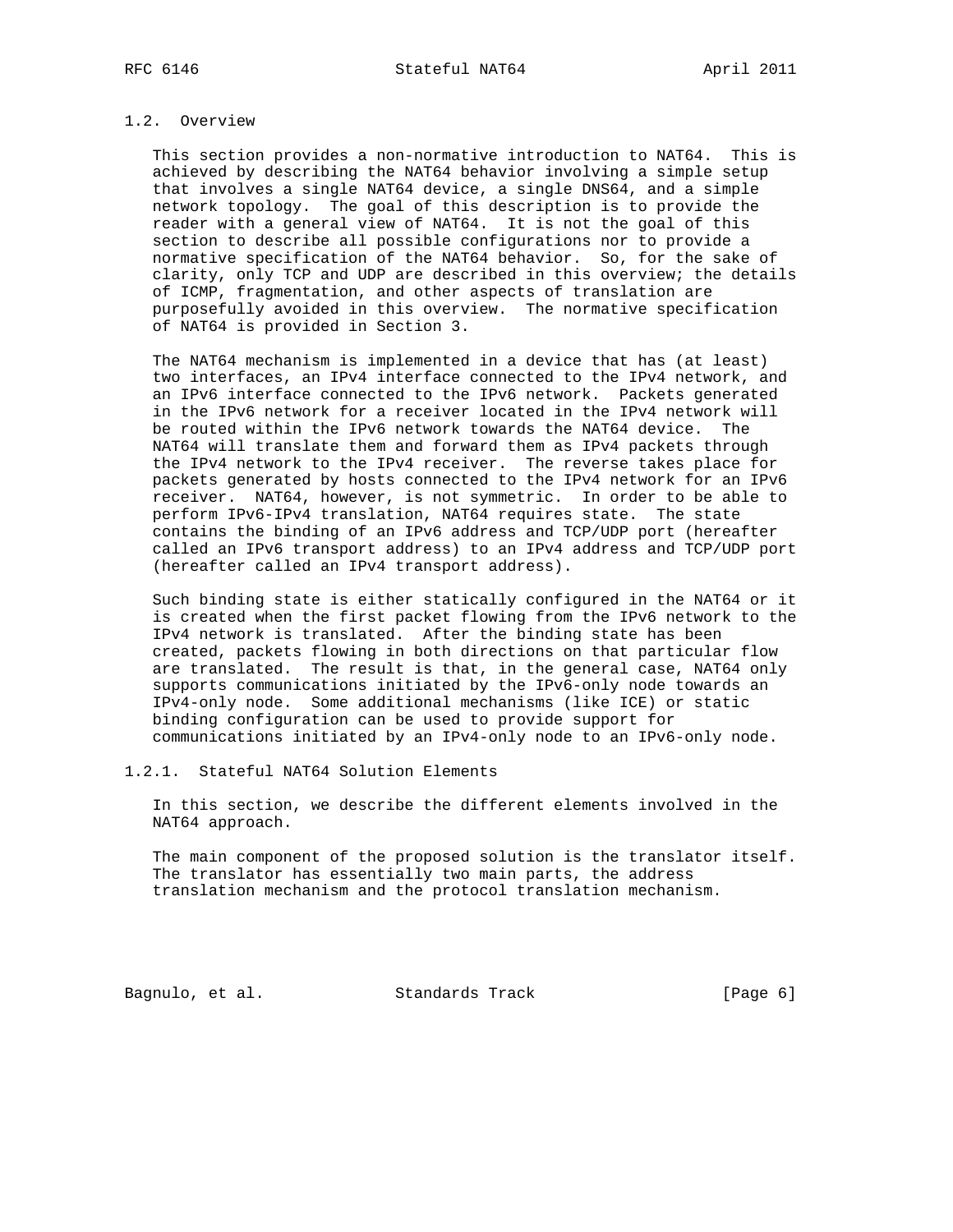## 1.2. Overview

This section provides a non-normative introduction to NAT64. This is achieved by describing the NAT64 behavior involving a simple setup that involves a single NAT64 device, a single DNS64, and a simple network topology. The goal of this description is to provide the reader with a general view of NAT64. It is not the goal of this section to describe all possible configurations nor to provide a normative specification of the NAT64 behavior. So, for the sake of clarity, only TCP and UDP are described in this overview; the details of ICMP, fragmentation, and other aspects of translation are purposefully avoided in this overview. The normative specification of NAT64 is provided in Section 3.

The NAT64 mechanism is implemented in a device that has (at least) two interfaces, an IPv4 interface connected to the IPv4 network, and an IPv6 interface connected to the IPv6 network. Packets generated in the IPv6 network for a receiver located in the IPv4 network will be routed within the IPv6 network towards the NAT64 device. The NAT64 will translate them and forward them as IPv4 packets through the IPv4 network to the IPv4 receiver. The reverse takes place for packets generated by hosts connected to the IPv4 network for an IPv6 receiver. NAT64, however, is not symmetric. In order to be able to perform IPv6-IPv4 translation, NAT64 requires state. The state contains the binding of an IPv6 address and TCP/UDP port (hereafter called an IPv6 transport address) to an IPv4 address and TCP/UDP port (hereafter called an IPv4 transport address).

Such binding state is either statically configured in the NAT64 or it is created when the first packet flowing from the IPv6 network to the IPv4 network is translated. After the binding state has been created, packets flowing in both directions on that particular flow are translated. The result is that, in the general case, NAT64 only supports communications initiated by the IPv6-only node towards an IPv4-only node. Some additional mechanisms (like ICE) or static binding configuration can be used to provide support for communications initiated by an IPv4-only node to an IPv6-only node.

### 1.2.1. Stateful NAT64 Solution Elements

In this section, we describe the different elements involved in the NAT64 approach.

The main component of the proposed solution is the translator itself. The translator has essentially two main parts, the address translation mechanism and the protocol translation mechanism.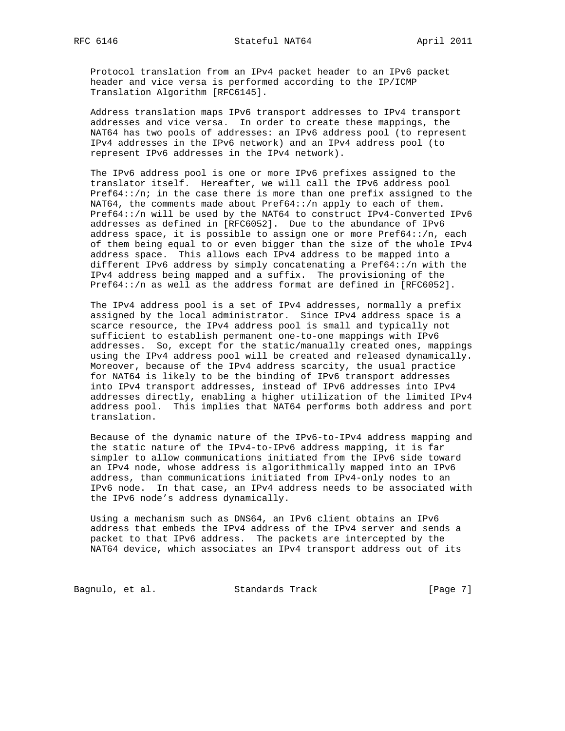Protocol translation from an IPv4 packet header to an IPv6 packet header and vice versa is performed according to the IP/ICMP Translation Algorithm [RFC6145].

Address translation maps IPv6 transport addresses to IPv4 transport addresses and vice versa. In order to create these mappings, the NAT64 has two pools of addresses: an IPv6 address pool (to represent IPv4 addresses in the IPv6 network) and an IPv4 address pool (to represent IPv6 addresses in the IPv4 network).

The IPv6 address pool is one or more IPv6 prefixes assigned to the translator itself. Hereafter, we will call the IPv6 address pool Pref64::/n; in the case there is more than one prefix assigned to the NAT64, the comments made about Pref64::/n apply to each of them. Pref64::/n will be used by the NAT64 to construct IPv4-Converted IPv6 addresses as defined in [RFC6052]. Due to the abundance of IPv6 address space, it is possible to assign one or more Pref64::/n, each of them being equal to or even bigger than the size of the whole IPv4 address space. This allows each IPv4 address to be mapped into a different IPv6 address by simply concatenating a Pref64::/n with the IPv4 address being mapped and a suffix. The provisioning of the Pref64::/n as well as the address format are defined in [RFC6052].

The IPv4 address pool is a set of IPv4 addresses, normally a prefix assigned by the local administrator. Since IPv4 address space is a scarce resource, the IPv4 address pool is small and typically not sufficient to establish permanent one-to-one mappings with IPv6 addresses. So, except for the static/manually created ones, mappings using the IPv4 address pool will be created and released dynamically. Moreover, because of the IPv4 address scarcity, the usual practice for NAT64 is likely to be the binding of IPv6 transport addresses into IPv4 transport addresses, instead of IPv6 addresses into IPv4 addresses directly, enabling a higher utilization of the limited IPv4 address pool. This implies that NAT64 performs both address and port translation.

Because of the dynamic nature of the IPv6-to-IPv4 address mapping and the static nature of the IPv4-to-IPv6 address mapping, it is far simpler to allow communications initiated from the IPv6 side toward an IPv4 node, whose address is algorithmically mapped into an IPv6 address, than communications initiated from IPv4-only nodes to an IPv6 node. In that case, an IPv4 address needs to be associated with the IPv6 node's address dynamically.

Using a mechanism such as DNS64, an IPv6 client obtains an IPv6 address that embeds the IPv4 address of the IPv4 server and sends a packet to that IPv6 address. The packets are intercepted by the NAT64 device, which associates an IPv4 transport address out of its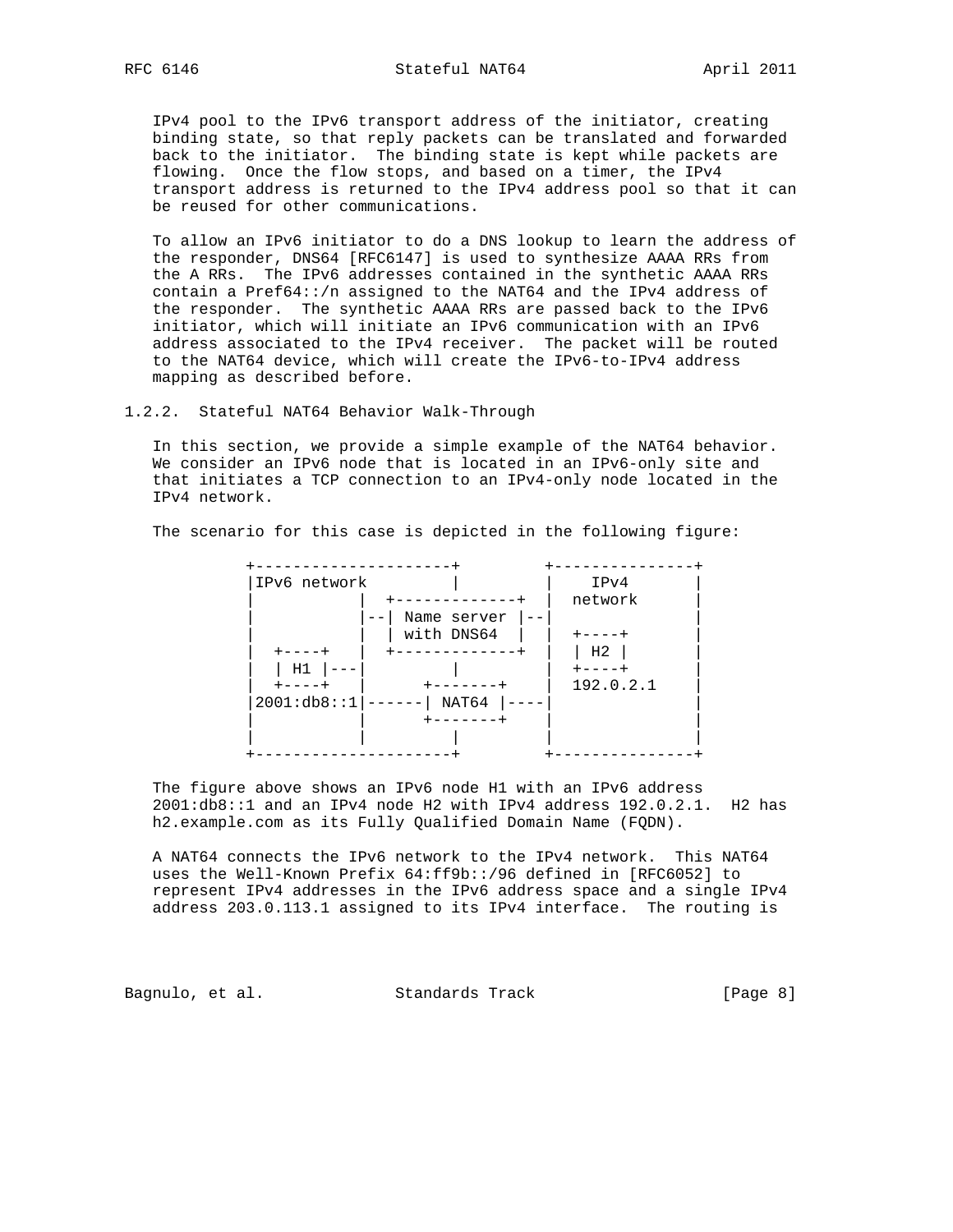IPv4 pool to the IPv6 transport address of the initiator, creating binding state, so that reply packets can be translated and forwarded back to the initiator. The binding state is kept while packets are flowing. Once the flow stops, and based on a timer, the IPv4 transport address is returned to the IPv4 address pool so that it can be reused for other communications.

To allow an IPv6 initiator to do a DNS lookup to learn the address of the responder, DNS64 [RFC6147] is used to synthesize AAAA RRs from the A RRs. The IPv6 addresses contained in the synthetic AAAA RRs contain a Pref64::/n assigned to the NAT64 and the IPv4 address of the responder. The synthetic AAAA RRs are passed back to the IPv6 initiator, which will initiate an IPv6 communication with an IPv6 address associated to the IPv4 receiver. The packet will be routed to the NAT64 device, which will create the IPv6-to-IPv4 address mapping as described before.

### 1.2.2. Stateful NAT64 Behavior Walk-Through

In this section, we provide a simple example of the NAT64 behavior. We consider an IPv6 node that is located in an IPv6-only site and that initiates a TCP connection to an IPv4-only node located in the IPv4 network.

The scenario for this case is depicted in the following figure:

```
+---------------------+         +---------------+
|IPv6 network         |         |    IPv4       |
|           |  +-------------+  |  network      |
|           |--| Name server |--|               |
|           |  | with DNS64  |  |  +----+       |
|  +----+   |  +-------------+  |  | H2 |       |
|  | H1 |---|         |         |  +----+       |
|  +----+   |      +-------+    |  192.0.2.1    |
|2001:db8::1|------| NAT64 |----|               |
|           |      +-------+    |               |
|           |         |         |               |
+---------------------+         +---------------+
```

The figure above shows an IPv6 node H1 with an IPv6 address 2001:db8::1 and an IPv4 node H2 with IPv4 address 192.0.2.1. H2 has h2.example.com as its Fully Qualified Domain Name (FQDN).

A NAT64 connects the IPv6 network to the IPv4 network. This NAT64 uses the Well-Known Prefix 64:ff9b::/96 defined in [RFC6052] to represent IPv4 addresses in the IPv6 address space and a single IPv4 address 203.0.113.1 assigned to its IPv4 interface. The routing is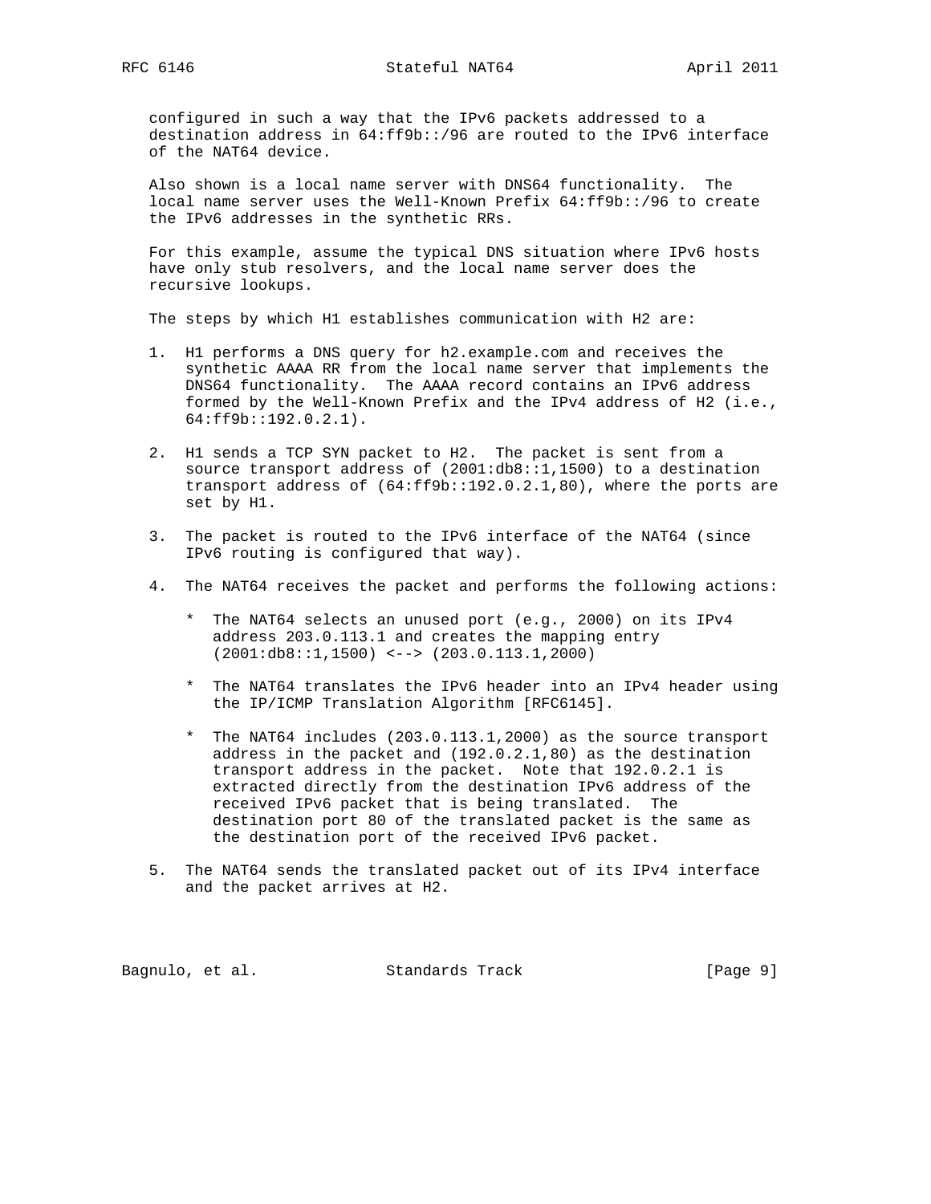configured in such a way that the IPv6 packets addressed to a destination address in 64:ff9b::/96 are routed to the IPv6 interface of the NAT64 device.

Also shown is a local name server with DNS64 functionality. The local name server uses the Well-Known Prefix 64:ff9b::/96 to create the IPv6 addresses in the synthetic RRs.

For this example, assume the typical DNS situation where IPv6 hosts have only stub resolvers, and the local name server does the recursive lookups.

The steps by which H1 establishes communication with H2 are:

1. H1 performs a DNS query for h2.example.com and receives the synthetic AAAA RR from the local name server that implements the DNS64 functionality. The AAAA record contains an IPv6 address formed by the Well-Known Prefix and the IPv4 address of H2 (i.e., 64:ff9b::192.0.2.1).

2. H1 sends a TCP SYN packet to H2. The packet is sent from a source transport address of (2001:db8::1,1500) to a destination transport address of (64:ff9b::192.0.2.1,80), where the ports are set by H1.

3. The packet is routed to the IPv6 interface of the NAT64 (since IPv6 routing is configured that way).

4. The NAT64 receives the packet and performs the following actions:

   * The NAT64 selects an unused port (e.g., 2000) on its IPv4 address 203.0.113.1 and creates the mapping entry (2001:db8::1,1500) <--> (203.0.113.1,2000)

   * The NAT64 translates the IPv6 header into an IPv4 header using the IP/ICMP Translation Algorithm [RFC6145].

   * The NAT64 includes (203.0.113.1,2000) as the source transport address in the packet and (192.0.2.1,80) as the destination transport address in the packet. Note that 192.0.2.1 is extracted directly from the destination IPv6 address of the received IPv6 packet that is being translated. The destination port 80 of the translated packet is the same as the destination port of the received IPv6 packet.

5. The NAT64 sends the translated packet out of its IPv4 interface and the packet arrives at H2.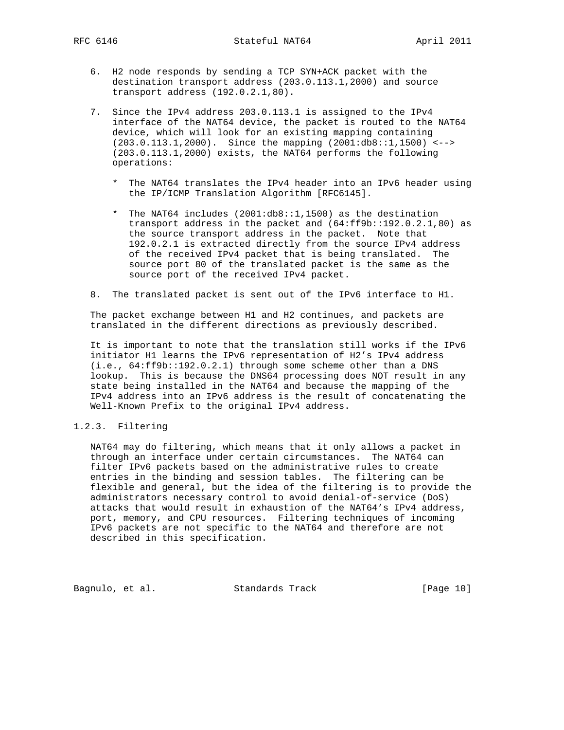6. H2 node responds by sending a TCP SYN+ACK packet with the destination transport address (203.0.113.1,2000) and source transport address (192.0.2.1,80).

7. Since the IPv4 address 203.0.113.1 is assigned to the IPv4 interface of the NAT64 device, the packet is routed to the NAT64 device, which will look for an existing mapping containing (203.0.113.1,2000). Since the mapping (2001:db8::1,1500) <--> (203.0.113.1,2000) exists, the NAT64 performs the following operations:

   * The NAT64 translates the IPv4 header into an IPv6 header using the IP/ICMP Translation Algorithm [RFC6145].

   * The NAT64 includes (2001:db8::1,1500) as the destination transport address in the packet and (64:ff9b::192.0.2.1,80) as the source transport address in the packet. Note that 192.0.2.1 is extracted directly from the source IPv4 address of the received IPv4 packet that is being translated. The source port 80 of the translated packet is the same as the source port of the received IPv4 packet.

8. The translated packet is sent out of the IPv6 interface to H1.

The packet exchange between H1 and H2 continues, and packets are translated in the different directions as previously described.

It is important to note that the translation still works if the IPv6 initiator H1 learns the IPv6 representation of H2's IPv4 address (i.e., 64:ff9b::192.0.2.1) through some scheme other than a DNS lookup. This is because the DNS64 processing does NOT result in any state being installed in the NAT64 and because the mapping of the IPv4 address into an IPv6 address is the result of concatenating the Well-Known Prefix to the original IPv4 address.

### 1.2.3. Filtering

NAT64 may do filtering, which means that it only allows a packet in through an interface under certain circumstances. The NAT64 can filter IPv6 packets based on the administrative rules to create entries in the binding and session tables. The filtering can be flexible and general, but the idea of the filtering is to provide the administrators necessary control to avoid denial-of-service (DoS) attacks that would result in exhaustion of the NAT64's IPv4 address, port, memory, and CPU resources. Filtering techniques of incoming IPv6 packets are not specific to the NAT64 and therefore are not described in this specification.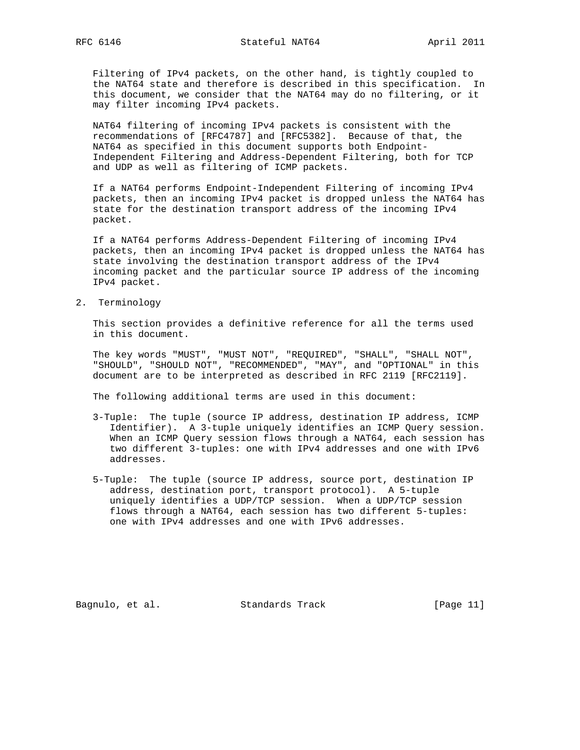Filtering of IPv4 packets, on the other hand, is tightly coupled to the NAT64 state and therefore is described in this specification. In this document, we consider that the NAT64 may do no filtering, or it may filter incoming IPv4 packets.

NAT64 filtering of incoming IPv4 packets is consistent with the recommendations of [RFC4787] and [RFC5382]. Because of that, the NAT64 as specified in this document supports both Endpoint-Independent Filtering and Address-Dependent Filtering, both for TCP and UDP as well as filtering of ICMP packets.

If a NAT64 performs Endpoint-Independent Filtering of incoming IPv4 packets, then an incoming IPv4 packet is dropped unless the NAT64 has state for the destination transport address of the incoming IPv4 packet.

If a NAT64 performs Address-Dependent Filtering of incoming IPv4 packets, then an incoming IPv4 packet is dropped unless the NAT64 has state involving the destination transport address of the IPv4 incoming packet and the particular source IP address of the incoming IPv4 packet.

## 2. Terminology

This section provides a definitive reference for all the terms used in this document.

The key words "MUST", "MUST NOT", "REQUIRED", "SHALL", "SHALL NOT", "SHOULD", "SHOULD NOT", "RECOMMENDED", "MAY", and "OPTIONAL" in this document are to be interpreted as described in RFC 2119 [RFC2119].

The following additional terms are used in this document:

3-Tuple: The tuple (source IP address, destination IP address, ICMP Identifier). A 3-tuple uniquely identifies an ICMP Query session. When an ICMP Query session flows through a NAT64, each session has two different 3-tuples: one with IPv4 addresses and one with IPv6 addresses.

5-Tuple: The tuple (source IP address, source port, destination IP address, destination port, transport protocol). A 5-tuple uniquely identifies a UDP/TCP session. When a UDP/TCP session flows through a NAT64, each session has two different 5-tuples: one with IPv4 addresses and one with IPv6 addresses.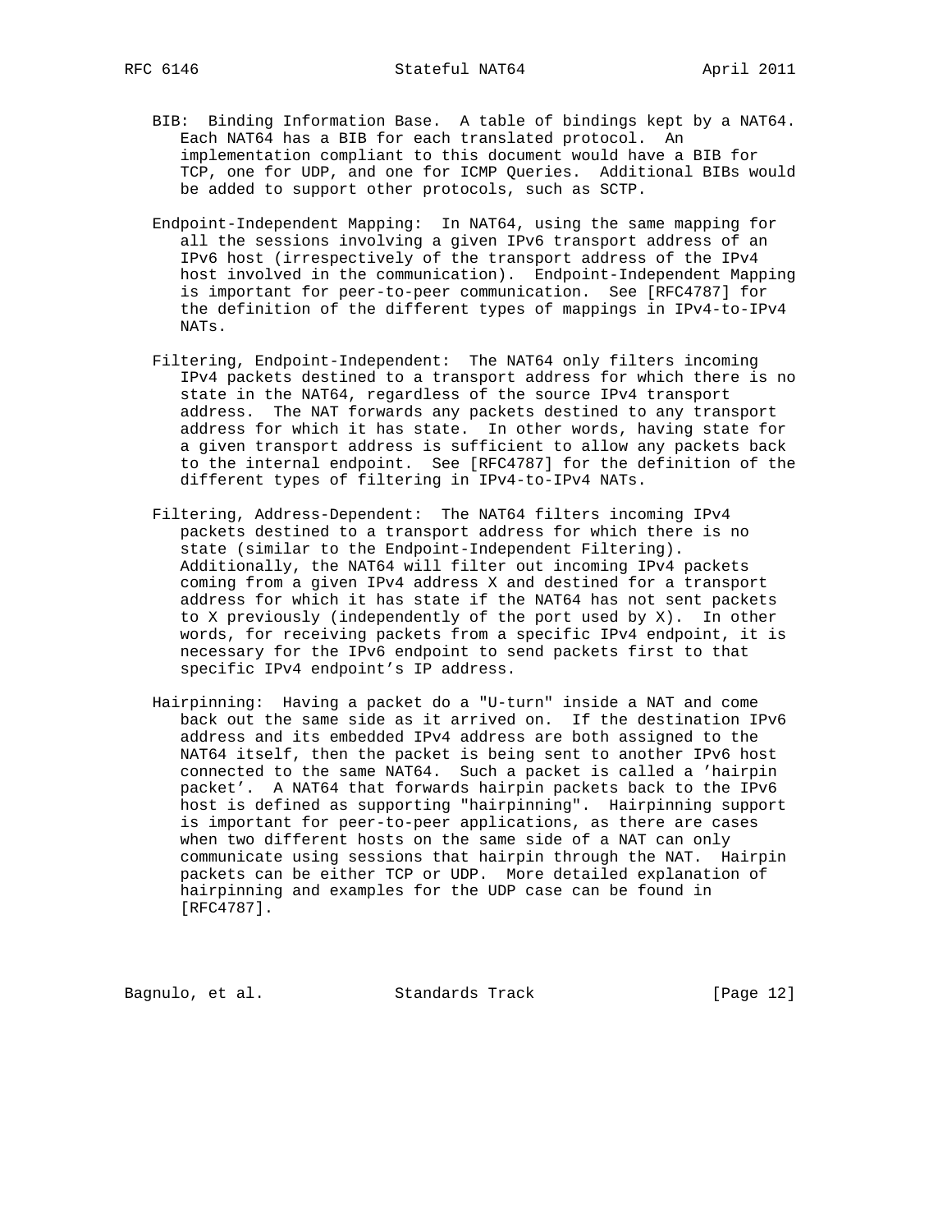BIB: Binding Information Base. A table of bindings kept by a NAT64. Each NAT64 has a BIB for each translated protocol. An implementation compliant to this document would have a BIB for TCP, one for UDP, and one for ICMP Queries. Additional BIBs would be added to support other protocols, such as SCTP.

Endpoint-Independent Mapping: In NAT64, using the same mapping for all the sessions involving a given IPv6 transport address of an IPv6 host (irrespectively of the transport address of the IPv4 host involved in the communication). Endpoint-Independent Mapping is important for peer-to-peer communication. See [RFC4787] for the definition of the different types of mappings in IPv4-to-IPv4 NATs.

Filtering, Endpoint-Independent: The NAT64 only filters incoming IPv4 packets destined to a transport address for which there is no state in the NAT64, regardless of the source IPv4 transport address. The NAT forwards any packets destined to any transport address for which it has state. In other words, having state for a given transport address is sufficient to allow any packets back to the internal endpoint. See [RFC4787] for the definition of the different types of filtering in IPv4-to-IPv4 NATs.

Filtering, Address-Dependent: The NAT64 filters incoming IPv4 packets destined to a transport address for which there is no state (similar to the Endpoint-Independent Filtering). Additionally, the NAT64 will filter out incoming IPv4 packets coming from a given IPv4 address X and destined for a transport address for which it has state if the NAT64 has not sent packets to X previously (independently of the port used by X). In other words, for receiving packets from a specific IPv4 endpoint, it is necessary for the IPv6 endpoint to send packets first to that specific IPv4 endpoint's IP address.

Hairpinning: Having a packet do a "U-turn" inside a NAT and come back out the same side as it arrived on. If the destination IPv6 address and its embedded IPv4 address are both assigned to the NAT64 itself, then the packet is being sent to another IPv6 host connected to the same NAT64. Such a packet is called a 'hairpin packet'. A NAT64 that forwards hairpin packets back to the IPv6 host is defined as supporting "hairpinning". Hairpinning support is important for peer-to-peer applications, as there are cases when two different hosts on the same side of a NAT can only communicate using sessions that hairpin through the NAT. Hairpin packets can be either TCP or UDP. More detailed explanation of hairpinning and examples for the UDP case can be found in [RFC4787].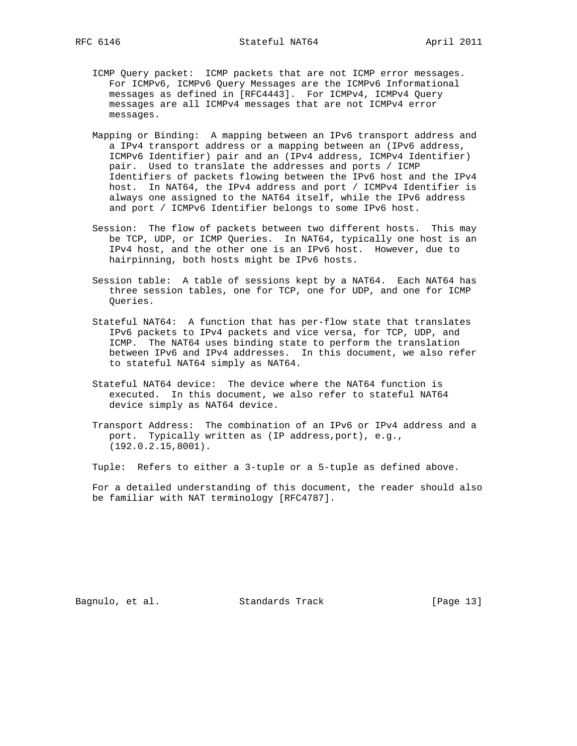ICMP Query packet: ICMP packets that are not ICMP error messages. For ICMPv6, ICMPv6 Query Messages are the ICMPv6 Informational messages as defined in [RFC4443]. For ICMPv4, ICMPv4 Query messages are all ICMPv4 messages that are not ICMPv4 error messages.

Mapping or Binding: A mapping between an IPv6 transport address and a IPv4 transport address or a mapping between an (IPv6 address, ICMPv6 Identifier) pair and an (IPv4 address, ICMPv4 Identifier) pair. Used to translate the addresses and ports / ICMP Identifiers of packets flowing between the IPv6 host and the IPv4 host. In NAT64, the IPv4 address and port / ICMPv4 Identifier is always one assigned to the NAT64 itself, while the IPv6 address and port / ICMPv6 Identifier belongs to some IPv6 host.

Session: The flow of packets between two different hosts. This may be TCP, UDP, or ICMP Queries. In NAT64, typically one host is an IPv4 host, and the other one is an IPv6 host. However, due to hairpinning, both hosts might be IPv6 hosts.

Session table: A table of sessions kept by a NAT64. Each NAT64 has three session tables, one for TCP, one for UDP, and one for ICMP Queries.

Stateful NAT64: A function that has per-flow state that translates IPv6 packets to IPv4 packets and vice versa, for TCP, UDP, and ICMP. The NAT64 uses binding state to perform the translation between IPv6 and IPv4 addresses. In this document, we also refer to stateful NAT64 simply as NAT64.

Stateful NAT64 device: The device where the NAT64 function is executed. In this document, we also refer to stateful NAT64 device simply as NAT64 device.

Transport Address: The combination of an IPv6 or IPv4 address and a port. Typically written as (IP address,port), e.g., (192.0.2.15,8001).

Tuple: Refers to either a 3-tuple or a 5-tuple as defined above.

For a detailed understanding of this document, the reader should also be familiar with NAT terminology [RFC4787].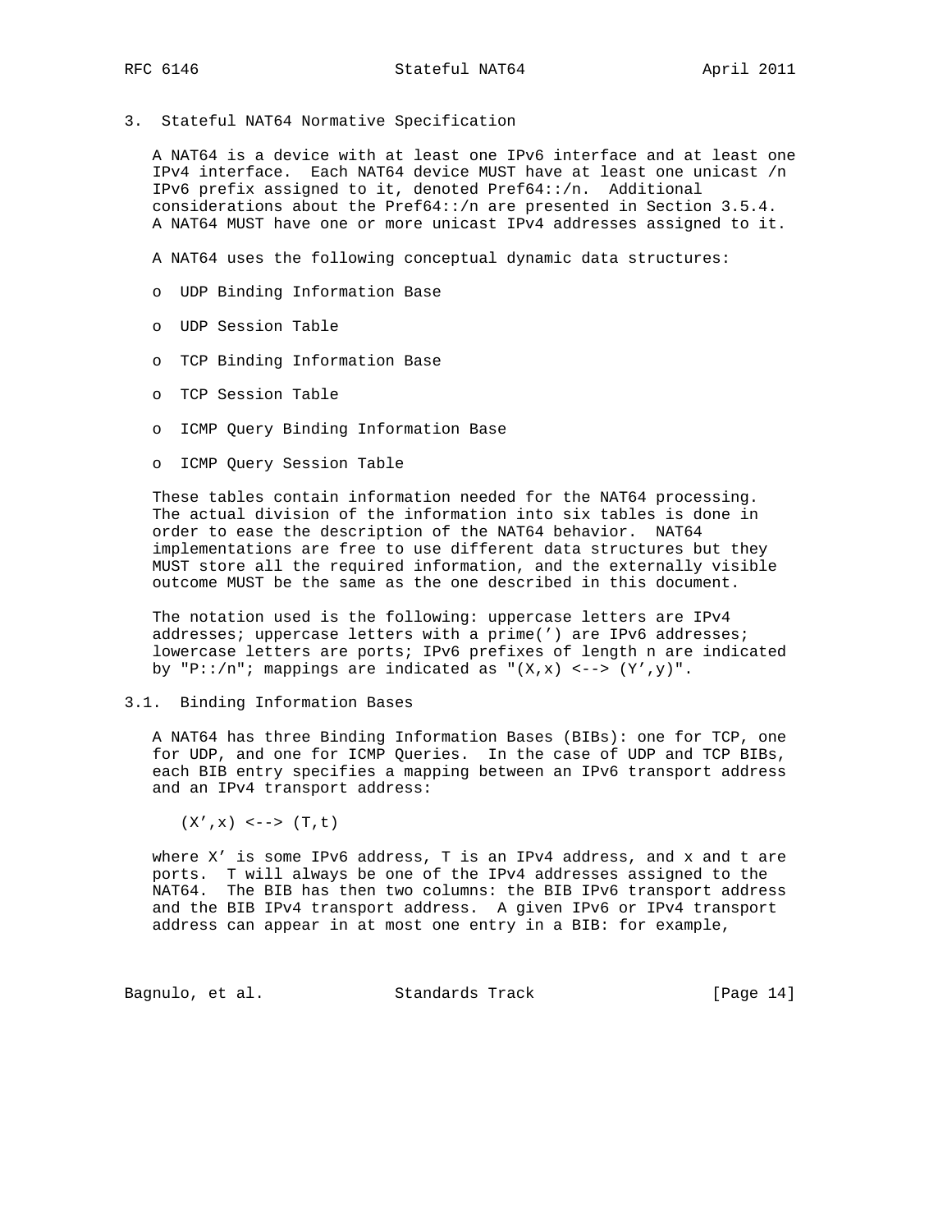## 3. Stateful NAT64 Normative Specification

A NAT64 is a device with at least one IPv6 interface and at least one IPv4 interface. Each NAT64 device MUST have at least one unicast /n IPv6 prefix assigned to it, denoted Pref64::/n. Additional considerations about the Pref64::/n are presented in Section 3.5.4. A NAT64 MUST have one or more unicast IPv4 addresses assigned to it.

A NAT64 uses the following conceptual dynamic data structures:

- UDP Binding Information Base
- UDP Session Table
- TCP Binding Information Base
- TCP Session Table
- ICMP Query Binding Information Base
- ICMP Query Session Table

These tables contain information needed for the NAT64 processing. The actual division of the information into six tables is done in order to ease the description of the NAT64 behavior. NAT64 implementations are free to use different data structures but they MUST store all the required information, and the externally visible outcome MUST be the same as the one described in this document.

The notation used is the following: uppercase letters are IPv4 addresses; uppercase letters with a prime(') are IPv6 addresses; lowercase letters are ports; IPv6 prefixes of length n are indicated by "P::/n"; mappings are indicated as "(X,x) <--> (Y',y)".

### 3.1. Binding Information Bases

A NAT64 has three Binding Information Bases (BIBs): one for TCP, one for UDP, and one for ICMP Queries. In the case of UDP and TCP BIBs, each BIB entry specifies a mapping between an IPv6 transport address and an IPv4 transport address:

```
(X',x) <--> (T,t)
```

where X' is some IPv6 address, T is an IPv4 address, and x and t are ports. T will always be one of the IPv4 addresses assigned to the NAT64. The BIB has then two columns: the BIB IPv6 transport address and the BIB IPv4 transport address. A given IPv6 or IPv4 transport address can appear in at most one entry in a BIB: for example,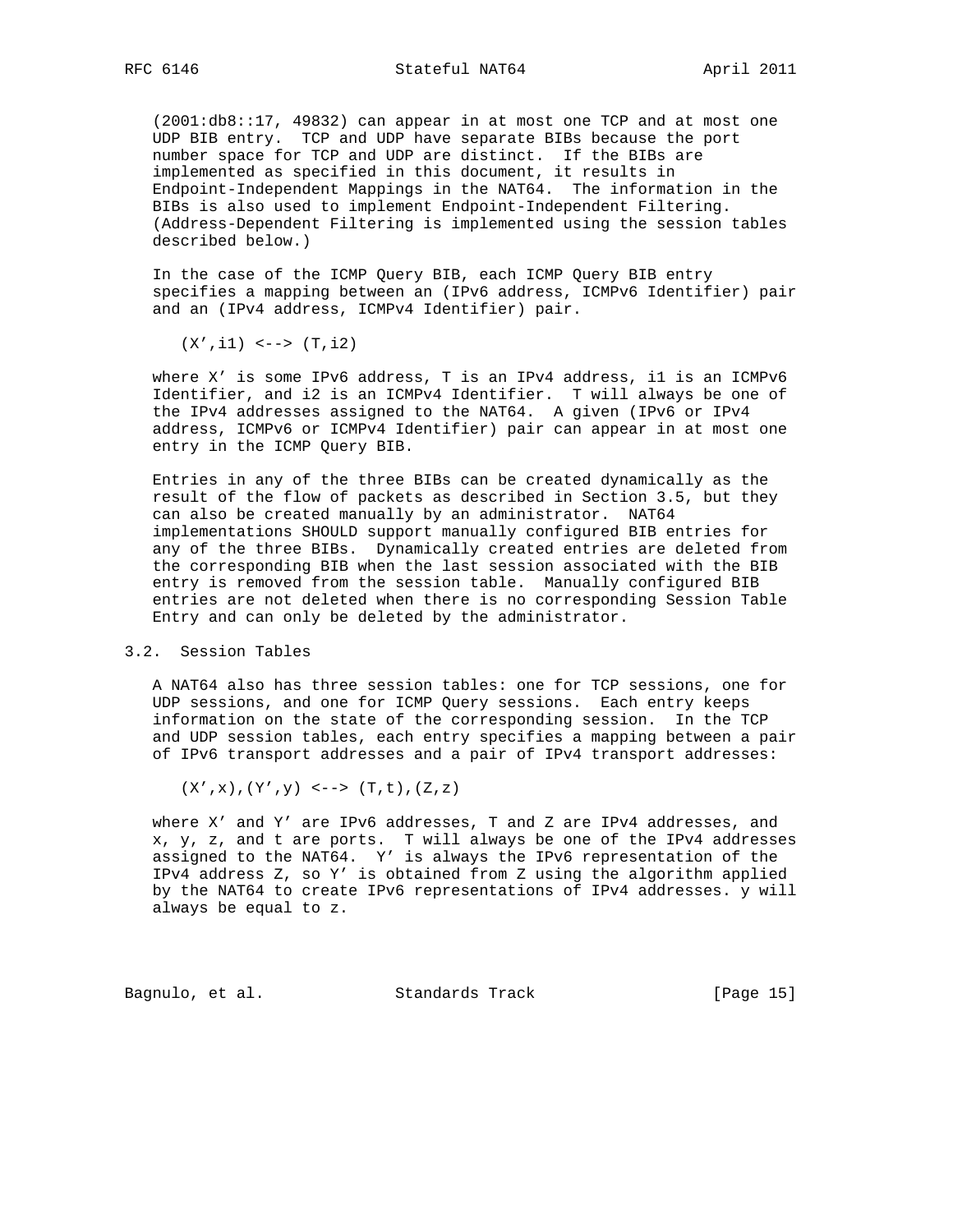(2001:db8::17, 49832) can appear in at most one TCP and at most one UDP BIB entry. TCP and UDP have separate BIBs because the port number space for TCP and UDP are distinct. If the BIBs are implemented as specified in this document, it results in Endpoint-Independent Mappings in the NAT64. The information in the BIBs is also used to implement Endpoint-Independent Filtering. (Address-Dependent Filtering is implemented using the session tables described below.)

In the case of the ICMP Query BIB, each ICMP Query BIB entry specifies a mapping between an (IPv6 address, ICMPv6 Identifier) pair and an (IPv4 address, ICMPv4 Identifier) pair.

```
(X',i1) <--> (T,i2)
```

where X' is some IPv6 address, T is an IPv4 address, i1 is an ICMPv6 Identifier, and i2 is an ICMPv4 Identifier. T will always be one of the IPv4 addresses assigned to the NAT64. A given (IPv6 or IPv4 address, ICMPv6 or ICMPv4 Identifier) pair can appear in at most one entry in the ICMP Query BIB.

Entries in any of the three BIBs can be created dynamically as the result of the flow of packets as described in Section 3.5, but they can also be created manually by an administrator. NAT64 implementations SHOULD support manually configured BIB entries for any of the three BIBs. Dynamically created entries are deleted from the corresponding BIB when the last session associated with the BIB entry is removed from the session table. Manually configured BIB entries are not deleted when there is no corresponding Session Table Entry and can only be deleted by the administrator.

## 3.2. Session Tables

A NAT64 also has three session tables: one for TCP sessions, one for UDP sessions, and one for ICMP Query sessions. Each entry keeps information on the state of the corresponding session. In the TCP and UDP session tables, each entry specifies a mapping between a pair of IPv6 transport addresses and a pair of IPv4 transport addresses:

```
(X',x),(Y',y) <--> (T,t),(Z,z)
```

where X' and Y' are IPv6 addresses, T and Z are IPv4 addresses, and x, y, z, and t are ports. T will always be one of the IPv4 addresses assigned to the NAT64. Y' is always the IPv6 representation of the IPv4 address Z, so Y' is obtained from Z using the algorithm applied by the NAT64 to create IPv6 representations of IPv4 addresses. y will always be equal to z.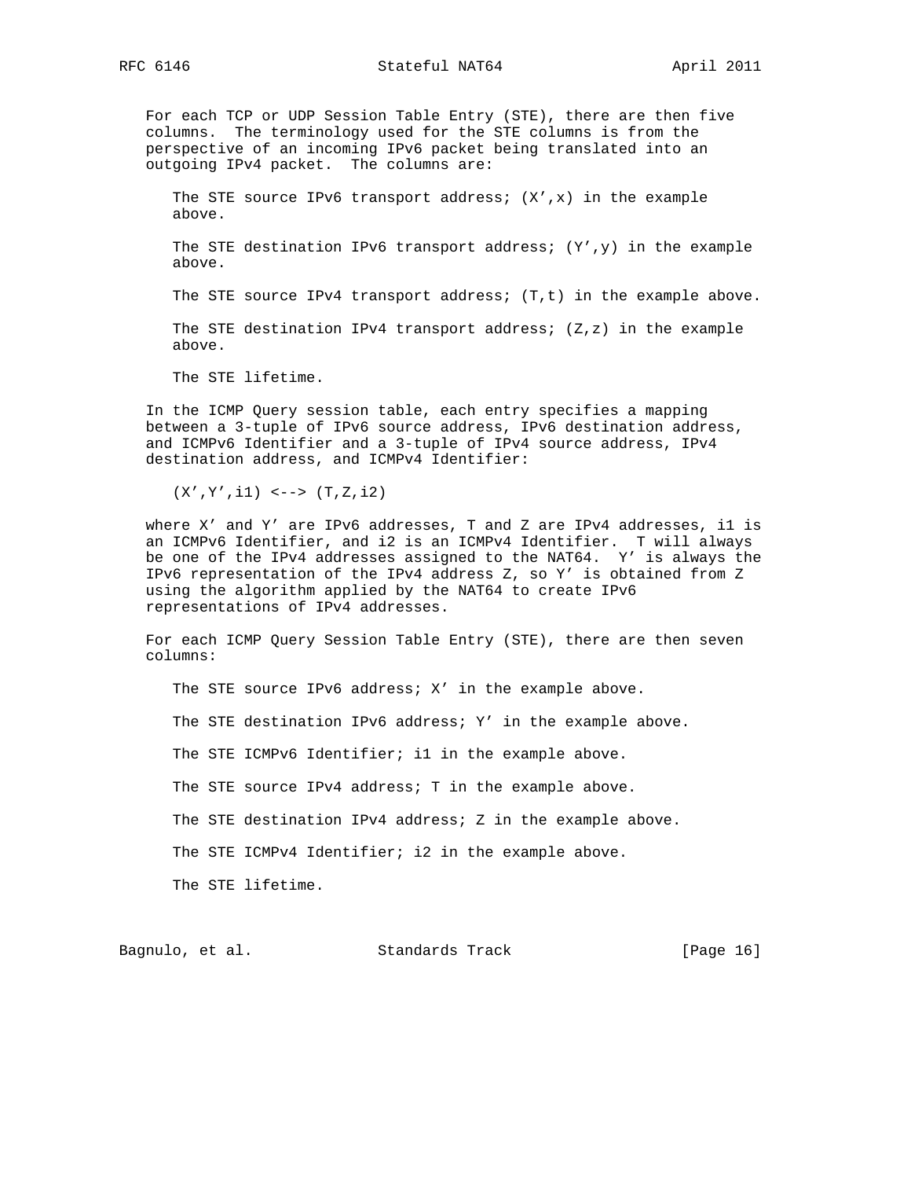For each TCP or UDP Session Table Entry (STE), there are then five columns. The terminology used for the STE columns is from the perspective of an incoming IPv6 packet being translated into an outgoing IPv4 packet. The columns are:

The STE source IPv6 transport address; (X',x) in the example above.

The STE destination IPv6 transport address; (Y',y) in the example above.

The STE source IPv4 transport address; (T,t) in the example above.

The STE destination IPv4 transport address; (Z,z) in the example above.

The STE lifetime.

In the ICMP Query session table, each entry specifies a mapping between a 3-tuple of IPv6 source address, IPv6 destination address, and ICMPv6 Identifier and a 3-tuple of IPv4 source address, IPv4 destination address, and ICMPv4 Identifier:

```
(X',Y',i1) <--> (T,Z,i2)
```

where X' and Y' are IPv6 addresses, T and Z are IPv4 addresses, i1 is an ICMPv6 Identifier, and i2 is an ICMPv4 Identifier. T will always be one of the IPv4 addresses assigned to the NAT64. Y' is always the IPv6 representation of the IPv4 address Z, so Y' is obtained from Z using the algorithm applied by the NAT64 to create IPv6 representations of IPv4 addresses.

For each ICMP Query Session Table Entry (STE), there are then seven columns:

The STE source IPv6 address; X' in the example above.

The STE destination IPv6 address; Y' in the example above.

The STE ICMPv6 Identifier; i1 in the example above.

The STE source IPv4 address; T in the example above.

The STE destination IPv4 address; Z in the example above.

The STE ICMPv4 Identifier; i2 in the example above.

The STE lifetime.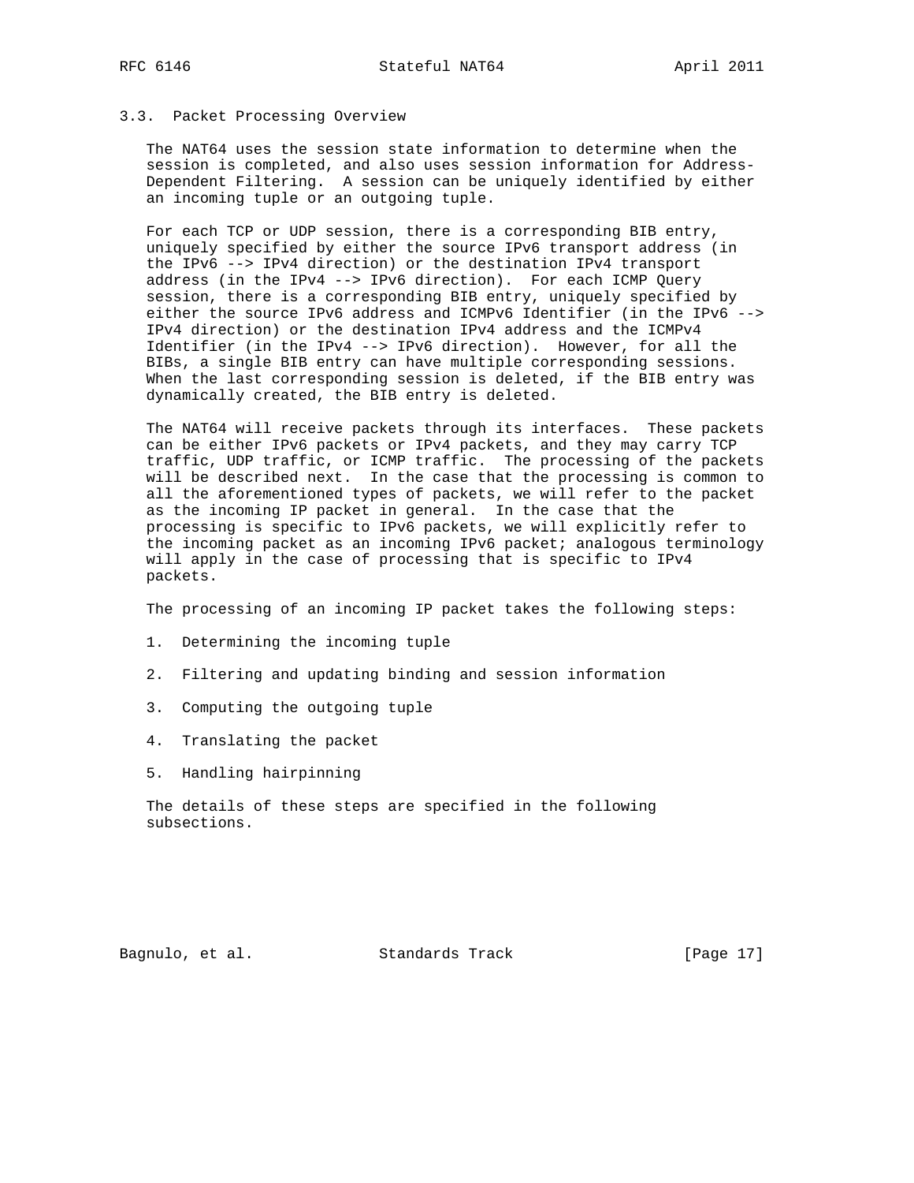### 3.3. Packet Processing Overview

The NAT64 uses the session state information to determine when the session is completed, and also uses session information for Address-Dependent Filtering. A session can be uniquely identified by either an incoming tuple or an outgoing tuple.

For each TCP or UDP session, there is a corresponding BIB entry, uniquely specified by either the source IPv6 transport address (in the IPv6 --> IPv4 direction) or the destination IPv4 transport address (in the IPv4 --> IPv6 direction). For each ICMP Query session, there is a corresponding BIB entry, uniquely specified by either the source IPv6 address and ICMPv6 Identifier (in the IPv6 --> IPv4 direction) or the destination IPv4 address and the ICMPv4 Identifier (in the IPv4 --> IPv6 direction). However, for all the BIBs, a single BIB entry can have multiple corresponding sessions. When the last corresponding session is deleted, if the BIB entry was dynamically created, the BIB entry is deleted.

The NAT64 will receive packets through its interfaces. These packets can be either IPv6 packets or IPv4 packets, and they may carry TCP traffic, UDP traffic, or ICMP traffic. The processing of the packets will be described next. In the case that the processing is common to all the aforementioned types of packets, we will refer to the packet as the incoming IP packet in general. In the case that the processing is specific to IPv6 packets, we will explicitly refer to the incoming packet as an incoming IPv6 packet; analogous terminology will apply in the case of processing that is specific to IPv4 packets.

The processing of an incoming IP packet takes the following steps:

1. Determining the incoming tuple

2. Filtering and updating binding and session information

3. Computing the outgoing tuple

4. Translating the packet

5. Handling hairpinning

The details of these steps are specified in the following subsections.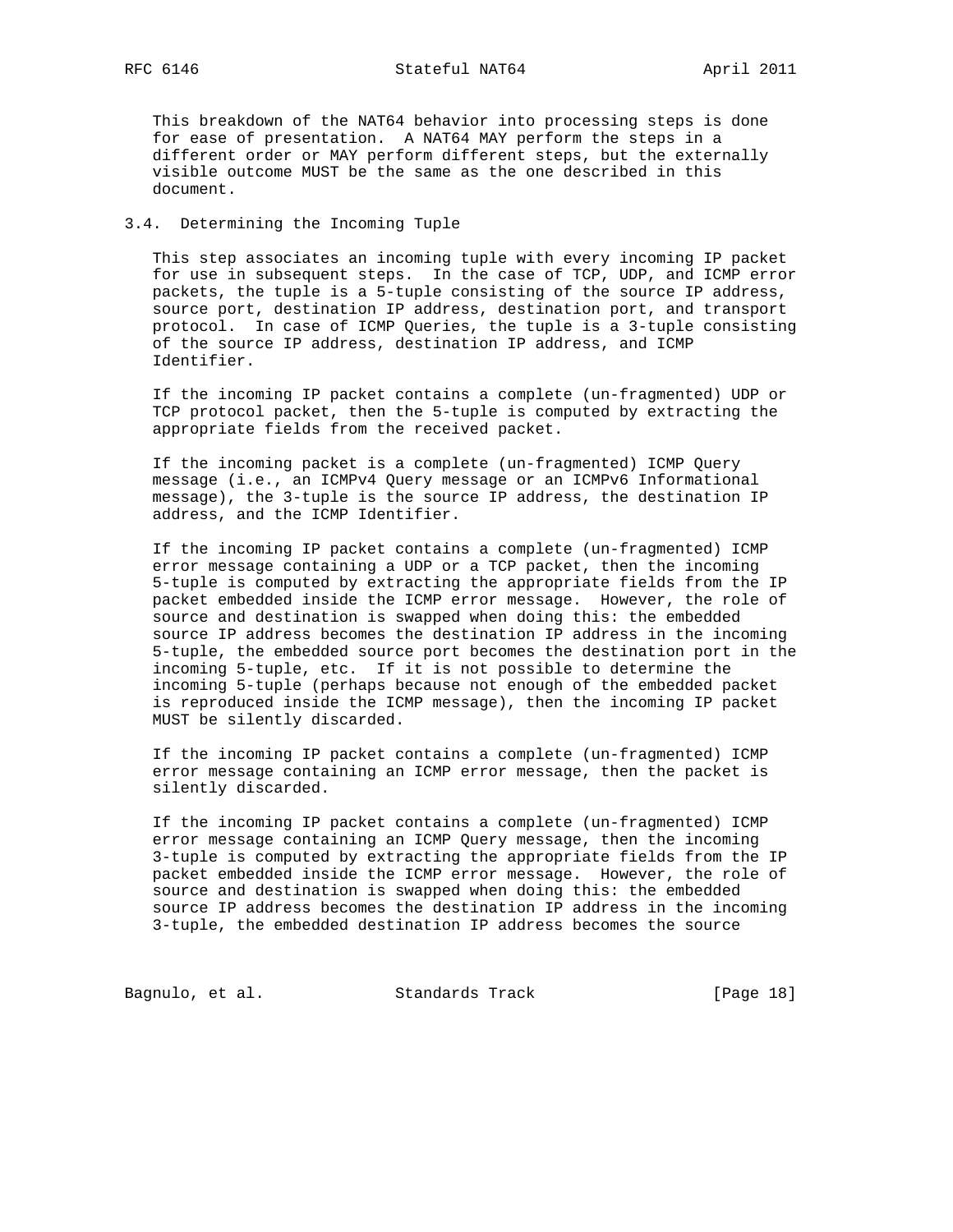This breakdown of the NAT64 behavior into processing steps is done for ease of presentation. A NAT64 MAY perform the steps in a different order or MAY perform different steps, but the externally visible outcome MUST be the same as the one described in this document.

### 3.4. Determining the Incoming Tuple

This step associates an incoming tuple with every incoming IP packet for use in subsequent steps. In the case of TCP, UDP, and ICMP error packets, the tuple is a 5-tuple consisting of the source IP address, source port, destination IP address, destination port, and transport protocol. In case of ICMP Queries, the tuple is a 3-tuple consisting of the source IP address, destination IP address, and ICMP Identifier.

If the incoming IP packet contains a complete (un-fragmented) UDP or TCP protocol packet, then the 5-tuple is computed by extracting the appropriate fields from the received packet.

If the incoming packet is a complete (un-fragmented) ICMP Query message (i.e., an ICMPv4 Query message or an ICMPv6 Informational message), the 3-tuple is the source IP address, the destination IP address, and the ICMP Identifier.

If the incoming IP packet contains a complete (un-fragmented) ICMP error message containing a UDP or a TCP packet, then the incoming 5-tuple is computed by extracting the appropriate fields from the IP packet embedded inside the ICMP error message. However, the role of source and destination is swapped when doing this: the embedded source IP address becomes the destination IP address in the incoming 5-tuple, the embedded source port becomes the destination port in the incoming 5-tuple, etc. If it is not possible to determine the incoming 5-tuple (perhaps because not enough of the embedded packet is reproduced inside the ICMP message), then the incoming IP packet MUST be silently discarded.

If the incoming IP packet contains a complete (un-fragmented) ICMP error message containing an ICMP error message, then the packet is silently discarded.

If the incoming IP packet contains a complete (un-fragmented) ICMP error message containing an ICMP Query message, then the incoming 3-tuple is computed by extracting the appropriate fields from the IP packet embedded inside the ICMP error message. However, the role of source and destination is swapped when doing this: the embedded source IP address becomes the destination IP address in the incoming 3-tuple, the embedded destination IP address becomes the source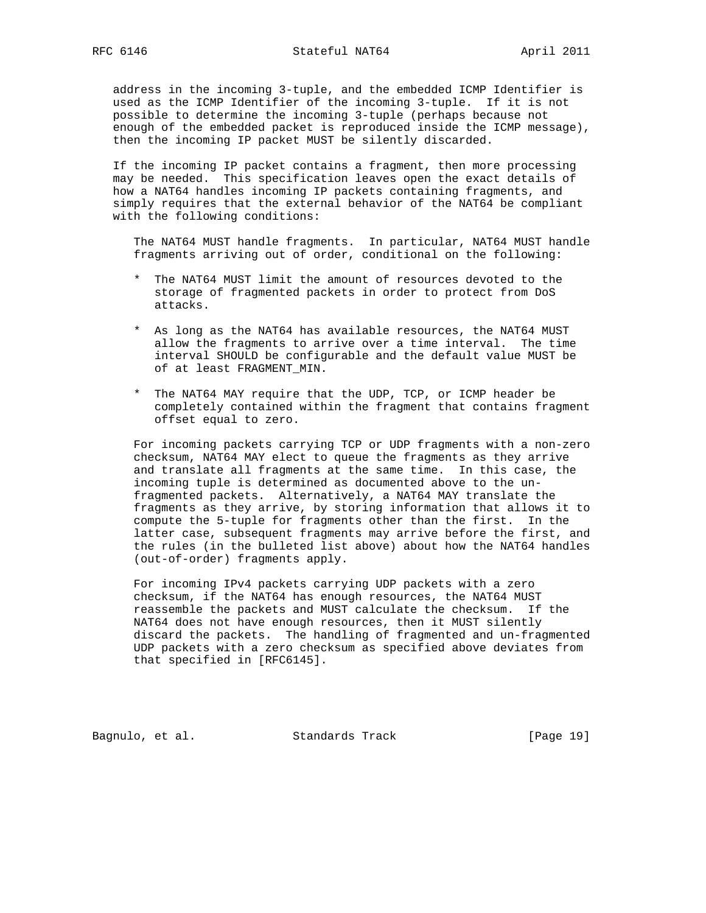address in the incoming 3-tuple, and the embedded ICMP Identifier is used as the ICMP Identifier of the incoming 3-tuple. If it is not possible to determine the incoming 3-tuple (perhaps because not enough of the embedded packet is reproduced inside the ICMP message), then the incoming IP packet MUST be silently discarded.

If the incoming IP packet contains a fragment, then more processing may be needed. This specification leaves open the exact details of how a NAT64 handles incoming IP packets containing fragments, and simply requires that the external behavior of the NAT64 be compliant with the following conditions:

The NAT64 MUST handle fragments. In particular, NAT64 MUST handle fragments arriving out of order, conditional on the following:

* The NAT64 MUST limit the amount of resources devoted to the storage of fragmented packets in order to protect from DoS attacks.

* As long as the NAT64 has available resources, the NAT64 MUST allow the fragments to arrive over a time interval. The time interval SHOULD be configurable and the default value MUST be of at least FRAGMENT_MIN.

* The NAT64 MAY require that the UDP, TCP, or ICMP header be completely contained within the fragment that contains fragment offset equal to zero.

For incoming packets carrying TCP or UDP fragments with a non-zero checksum, NAT64 MAY elect to queue the fragments as they arrive and translate all fragments at the same time. In this case, the incoming tuple is determined as documented above to the un-fragmented packets. Alternatively, a NAT64 MAY translate the fragments as they arrive, by storing information that allows it to compute the 5-tuple for fragments other than the first. In the latter case, subsequent fragments may arrive before the first, and the rules (in the bulleted list above) about how the NAT64 handles (out-of-order) fragments apply.

For incoming IPv4 packets carrying UDP packets with a zero checksum, if the NAT64 has enough resources, the NAT64 MUST reassemble the packets and MUST calculate the checksum. If the NAT64 does not have enough resources, then it MUST silently discard the packets. The handling of fragmented and un-fragmented UDP packets with a zero checksum as specified above deviates from that specified in [RFC6145].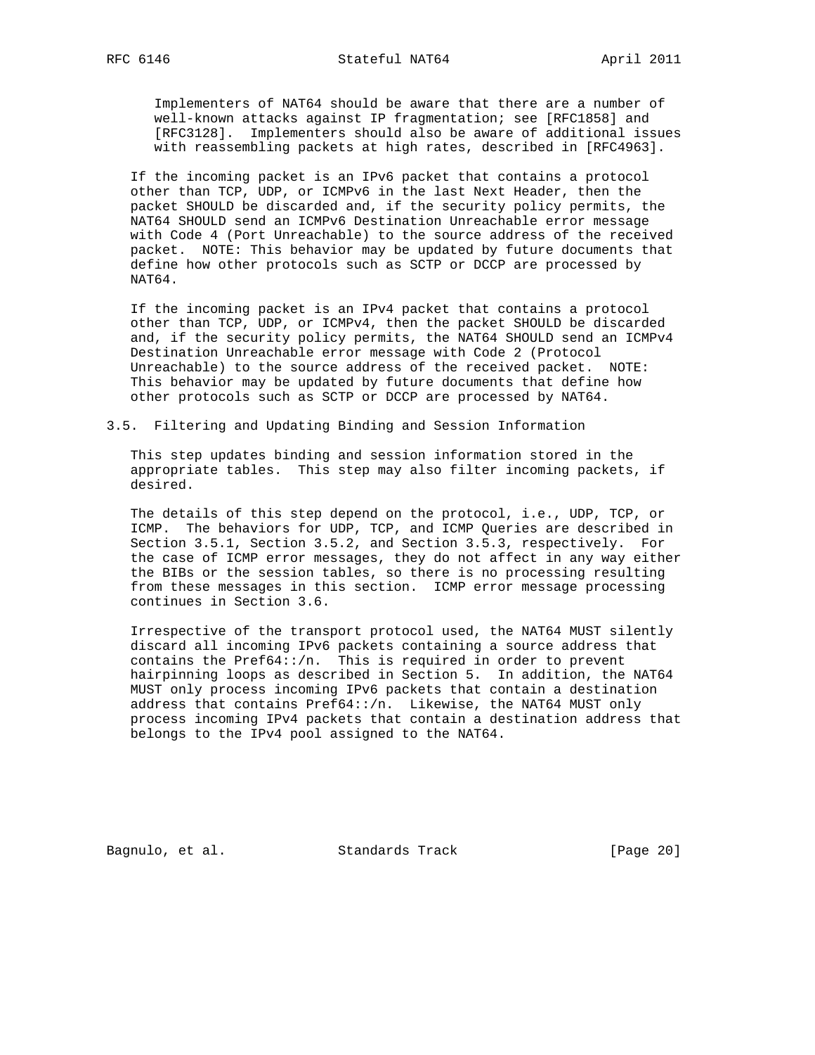Implementers of NAT64 should be aware that there are a number of well-known attacks against IP fragmentation; see [RFC1858] and [RFC3128]. Implementers should also be aware of additional issues with reassembling packets at high rates, described in [RFC4963].

If the incoming packet is an IPv6 packet that contains a protocol other than TCP, UDP, or ICMPv6 in the last Next Header, then the packet SHOULD be discarded and, if the security policy permits, the NAT64 SHOULD send an ICMPv6 Destination Unreachable error message with Code 4 (Port Unreachable) to the source address of the received packet. NOTE: This behavior may be updated by future documents that define how other protocols such as SCTP or DCCP are processed by NAT64.

If the incoming packet is an IPv4 packet that contains a protocol other than TCP, UDP, or ICMPv4, then the packet SHOULD be discarded and, if the security policy permits, the NAT64 SHOULD send an ICMPv4 Destination Unreachable error message with Code 2 (Protocol Unreachable) to the source address of the received packet. NOTE: This behavior may be updated by future documents that define how other protocols such as SCTP or DCCP are processed by NAT64.

### 3.5. Filtering and Updating Binding and Session Information

This step updates binding and session information stored in the appropriate tables. This step may also filter incoming packets, if desired.

The details of this step depend on the protocol, i.e., UDP, TCP, or ICMP. The behaviors for UDP, TCP, and ICMP Queries are described in Section 3.5.1, Section 3.5.2, and Section 3.5.3, respectively. For the case of ICMP error messages, they do not affect in any way either the BIBs or the session tables, so there is no processing resulting from these messages in this section. ICMP error message processing continues in Section 3.6.

Irrespective of the transport protocol used, the NAT64 MUST silently discard all incoming IPv6 packets containing a source address that contains the Pref64::/n. This is required in order to prevent hairpinning loops as described in Section 5. In addition, the NAT64 MUST only process incoming IPv6 packets that contain a destination address that contains Pref64::/n. Likewise, the NAT64 MUST only process incoming IPv4 packets that contain a destination address that belongs to the IPv4 pool assigned to the NAT64.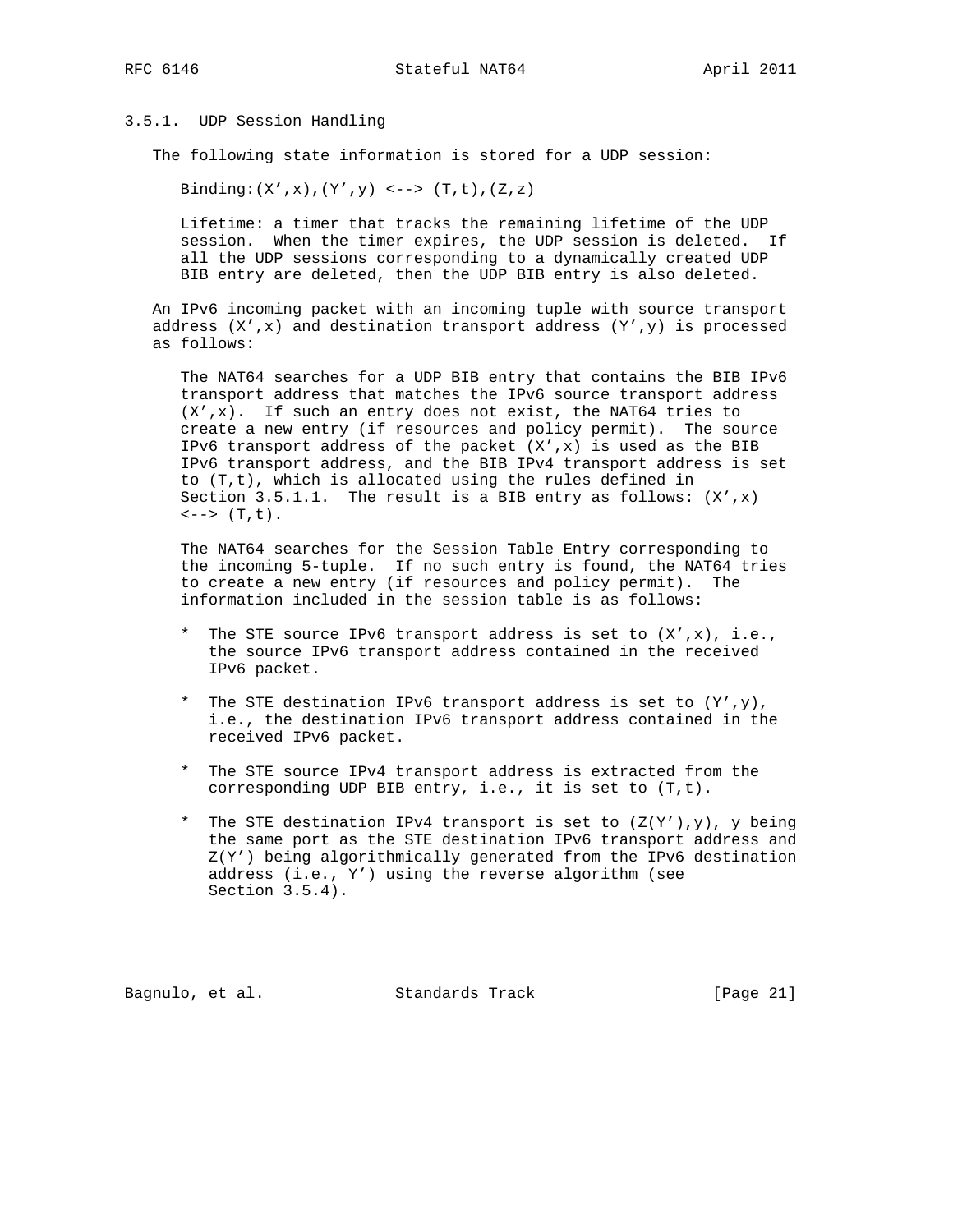### 3.5.1. UDP Session Handling

The following state information is stored for a UDP session:

Binding:(X',x),(Y',y) <--> (T,t),(Z,z)

Lifetime: a timer that tracks the remaining lifetime of the UDP session. When the timer expires, the UDP session is deleted. If all the UDP sessions corresponding to a dynamically created UDP BIB entry are deleted, then the UDP BIB entry is also deleted.

An IPv6 incoming packet with an incoming tuple with source transport address (X',x) and destination transport address (Y',y) is processed as follows:

The NAT64 searches for a UDP BIB entry that contains the BIB IPv6 transport address that matches the IPv6 source transport address (X',x). If such an entry does not exist, the NAT64 tries to create a new entry (if resources and policy permit). The source IPv6 transport address of the packet (X',x) is used as the BIB IPv6 transport address, and the BIB IPv4 transport address is set to (T,t), which is allocated using the rules defined in Section 3.5.1.1. The result is a BIB entry as follows: (X',x) <--> (T,t).

The NAT64 searches for the Session Table Entry corresponding to the incoming 5-tuple. If no such entry is found, the NAT64 tries to create a new entry (if resources and policy permit). The information included in the session table is as follows:

* The STE source IPv6 transport address is set to (X',x), i.e., the source IPv6 transport address contained in the received IPv6 packet.

* The STE destination IPv6 transport address is set to (Y',y), i.e., the destination IPv6 transport address contained in the received IPv6 packet.

* The STE source IPv4 transport address is extracted from the corresponding UDP BIB entry, i.e., it is set to (T,t).

* The STE destination IPv4 transport is set to (Z(Y'),y), y being the same port as the STE destination IPv6 transport address and Z(Y') being algorithmically generated from the IPv6 destination address (i.e., Y') using the reverse algorithm (see Section 3.5.4).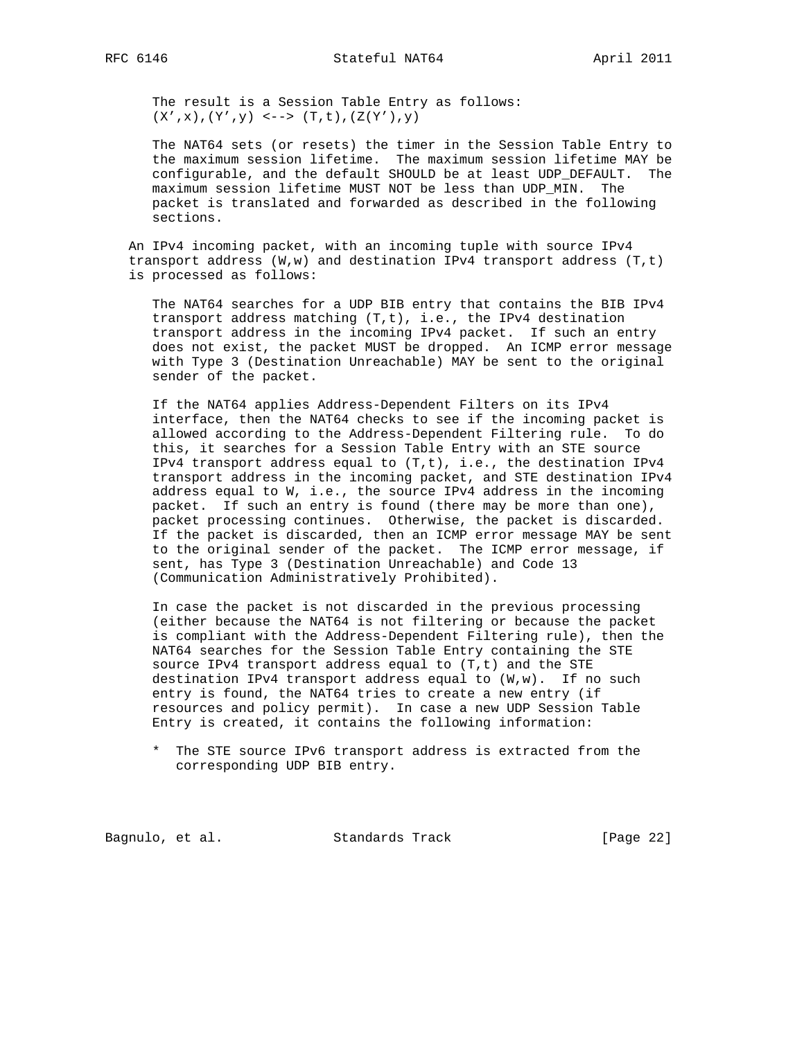The result is a Session Table Entry as follows:
(X',x),(Y',y) <--> (T,t),(Z(Y'),y)

The NAT64 sets (or resets) the timer in the Session Table Entry to the maximum session lifetime. The maximum session lifetime MAY be configurable, and the default SHOULD be at least UDP_DEFAULT. The maximum session lifetime MUST NOT be less than UDP_MIN. The packet is translated and forwarded as described in the following sections.

An IPv4 incoming packet, with an incoming tuple with source IPv4 transport address (W,w) and destination IPv4 transport address (T,t) is processed as follows:

The NAT64 searches for a UDP BIB entry that contains the BIB IPv4 transport address matching (T,t), i.e., the IPv4 destination transport address in the incoming IPv4 packet. If such an entry does not exist, the packet MUST be dropped. An ICMP error message with Type 3 (Destination Unreachable) MAY be sent to the original sender of the packet.

If the NAT64 applies Address-Dependent Filters on its IPv4 interface, then the NAT64 checks to see if the incoming packet is allowed according to the Address-Dependent Filtering rule. To do this, it searches for a Session Table Entry with an STE source IPv4 transport address equal to (T,t), i.e., the destination IPv4 transport address in the incoming packet, and STE destination IPv4 address equal to W, i.e., the source IPv4 address in the incoming packet. If such an entry is found (there may be more than one), packet processing continues. Otherwise, the packet is discarded. If the packet is discarded, then an ICMP error message MAY be sent to the original sender of the packet. The ICMP error message, if sent, has Type 3 (Destination Unreachable) and Code 13 (Communication Administratively Prohibited).

In case the packet is not discarded in the previous processing (either because the NAT64 is not filtering or because the packet is compliant with the Address-Dependent Filtering rule), then the NAT64 searches for the Session Table Entry containing the STE source IPv4 transport address equal to (T,t) and the STE destination IPv4 transport address equal to (W,w). If no such entry is found, the NAT64 tries to create a new entry (if resources and policy permit). In case a new UDP Session Table Entry is created, it contains the following information:

* The STE source IPv6 transport address is extracted from the corresponding UDP BIB entry.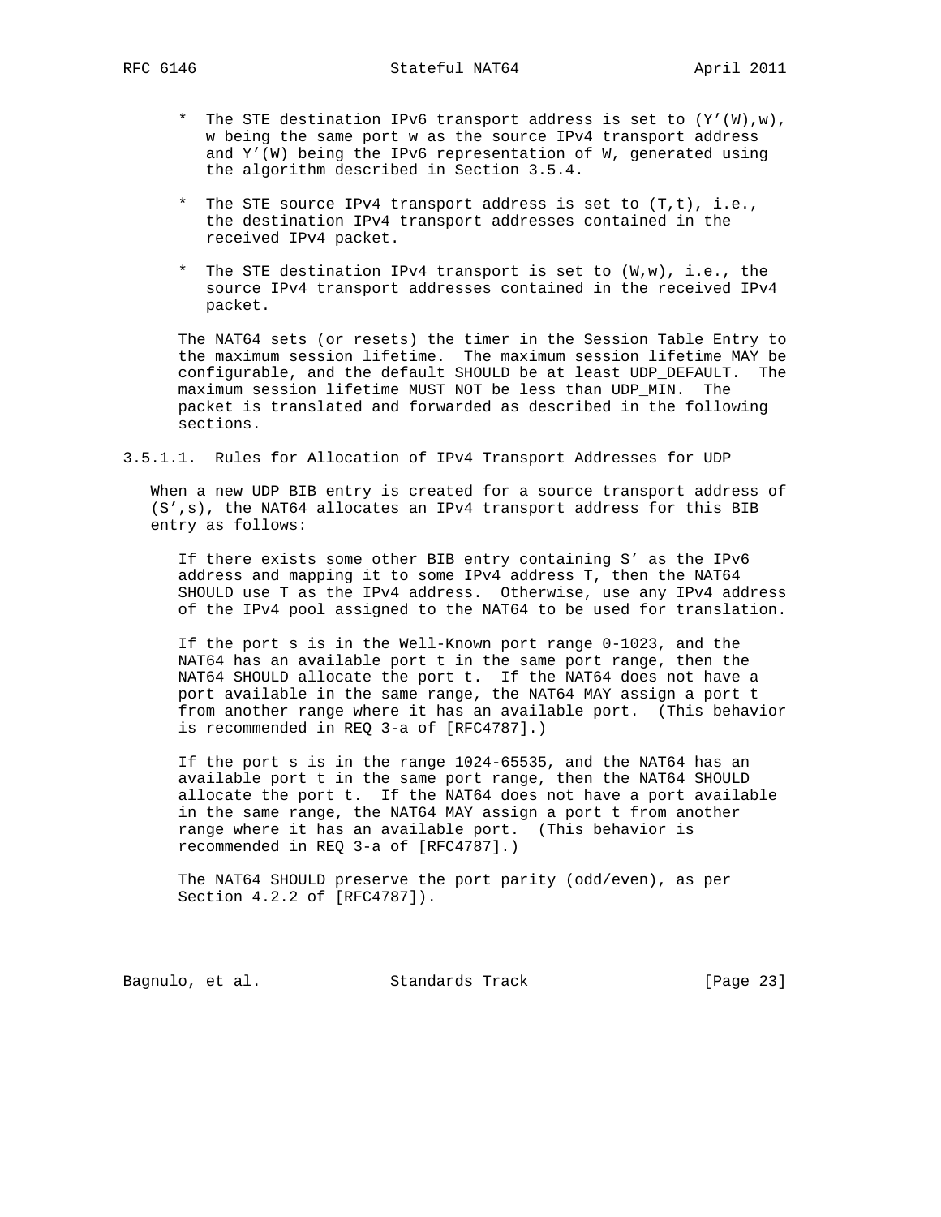* The STE destination IPv6 transport address is set to (Y'(W),w), w being the same port w as the source IPv4 transport address and Y'(W) being the IPv6 representation of W, generated using the algorithm described in Section 3.5.4.
* The STE source IPv4 transport address is set to (T,t), i.e., the destination IPv4 transport addresses contained in the received IPv4 packet.
* The STE destination IPv4 transport is set to (W,w), i.e., the source IPv4 transport addresses contained in the received IPv4 packet.

The NAT64 sets (or resets) the timer in the Session Table Entry to the maximum session lifetime. The maximum session lifetime MAY be configurable, and the default SHOULD be at least UDP_DEFAULT. The maximum session lifetime MUST NOT be less than UDP_MIN. The packet is translated and forwarded as described in the following sections.

#### 3.5.1.1. Rules for Allocation of IPv4 Transport Addresses for UDP

When a new UDP BIB entry is created for a source transport address of (S',s), the NAT64 allocates an IPv4 transport address for this BIB entry as follows:

If there exists some other BIB entry containing S' as the IPv6 address and mapping it to some IPv4 address T, then the NAT64 SHOULD use T as the IPv4 address. Otherwise, use any IPv4 address of the IPv4 pool assigned to the NAT64 to be used for translation.

If the port s is in the Well-Known port range 0-1023, and the NAT64 has an available port t in the same port range, then the NAT64 SHOULD allocate the port t. If the NAT64 does not have a port available in the same range, the NAT64 MAY assign a port t from another range where it has an available port. (This behavior is recommended in REQ 3-a of [RFC4787].)

If the port s is in the range 1024-65535, and the NAT64 has an available port t in the same port range, then the NAT64 SHOULD allocate the port t. If the NAT64 does not have a port available in the same range, the NAT64 MAY assign a port t from another range where it has an available port. (This behavior is recommended in REQ 3-a of [RFC4787].)

The NAT64 SHOULD preserve the port parity (odd/even), as per Section 4.2.2 of [RFC4787]).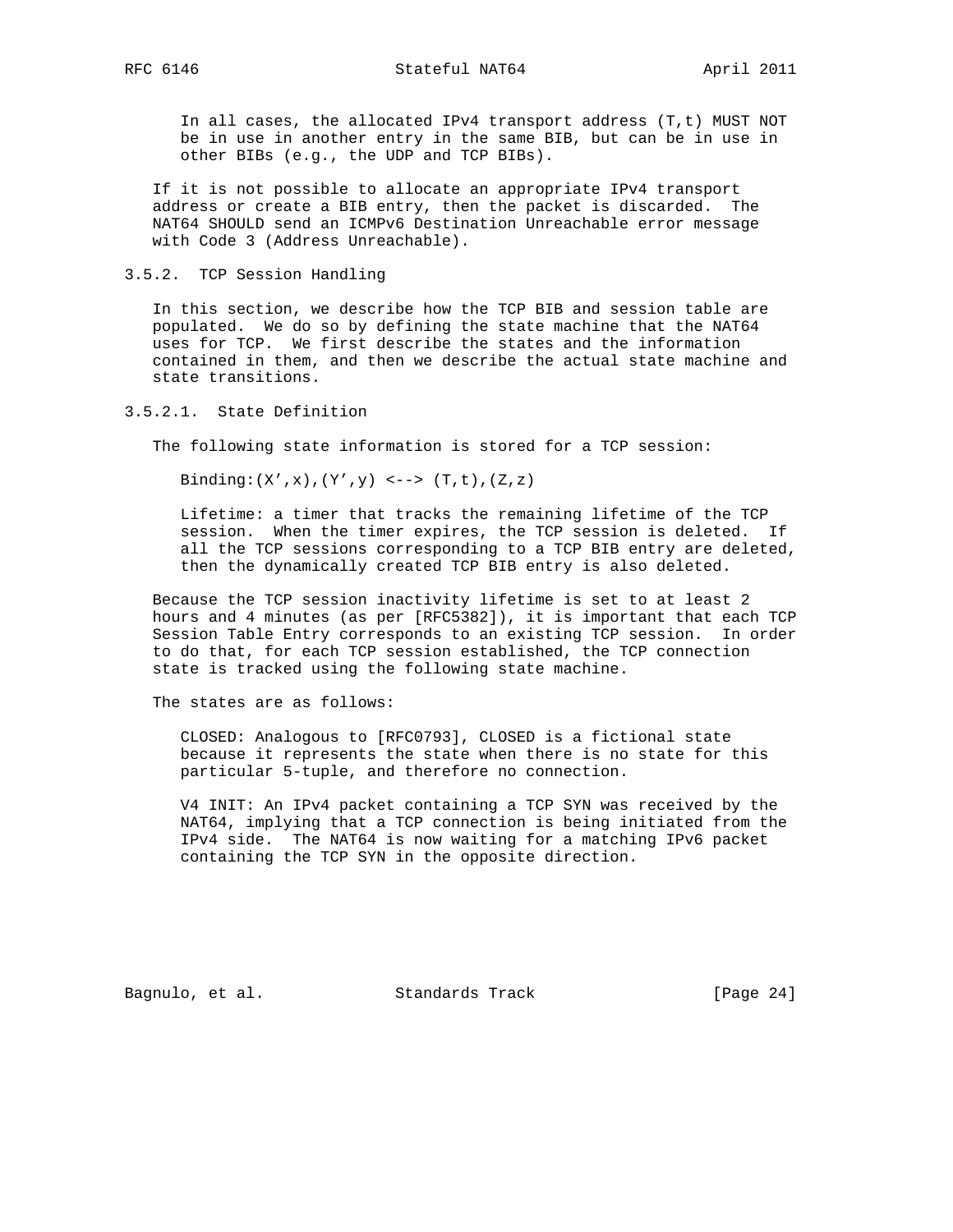In all cases, the allocated IPv4 transport address (T,t) MUST NOT be in use in another entry in the same BIB, but can be in use in other BIBs (e.g., the UDP and TCP BIBs).

If it is not possible to allocate an appropriate IPv4 transport address or create a BIB entry, then the packet is discarded. The NAT64 SHOULD send an ICMPv6 Destination Unreachable error message with Code 3 (Address Unreachable).

### 3.5.2. TCP Session Handling

In this section, we describe how the TCP BIB and session table are populated. We do so by defining the state machine that the NAT64 uses for TCP. We first describe the states and the information contained in them, and then we describe the actual state machine and state transitions.

#### 3.5.2.1. State Definition

The following state information is stored for a TCP session:

Binding:(X',x),(Y',y) <--> (T,t),(Z,z)

Lifetime: a timer that tracks the remaining lifetime of the TCP session. When the timer expires, the TCP session is deleted. If all the TCP sessions corresponding to a TCP BIB entry are deleted, then the dynamically created TCP BIB entry is also deleted.

Because the TCP session inactivity lifetime is set to at least 2 hours and 4 minutes (as per [RFC5382]), it is important that each TCP Session Table Entry corresponds to an existing TCP session. In order to do that, for each TCP session established, the TCP connection state is tracked using the following state machine.

The states are as follows:

CLOSED: Analogous to [RFC0793], CLOSED is a fictional state because it represents the state when there is no state for this particular 5-tuple, and therefore no connection.

V4 INIT: An IPv4 packet containing a TCP SYN was received by the NAT64, implying that a TCP connection is being initiated from the IPv4 side. The NAT64 is now waiting for a matching IPv6 packet containing the TCP SYN in the opposite direction.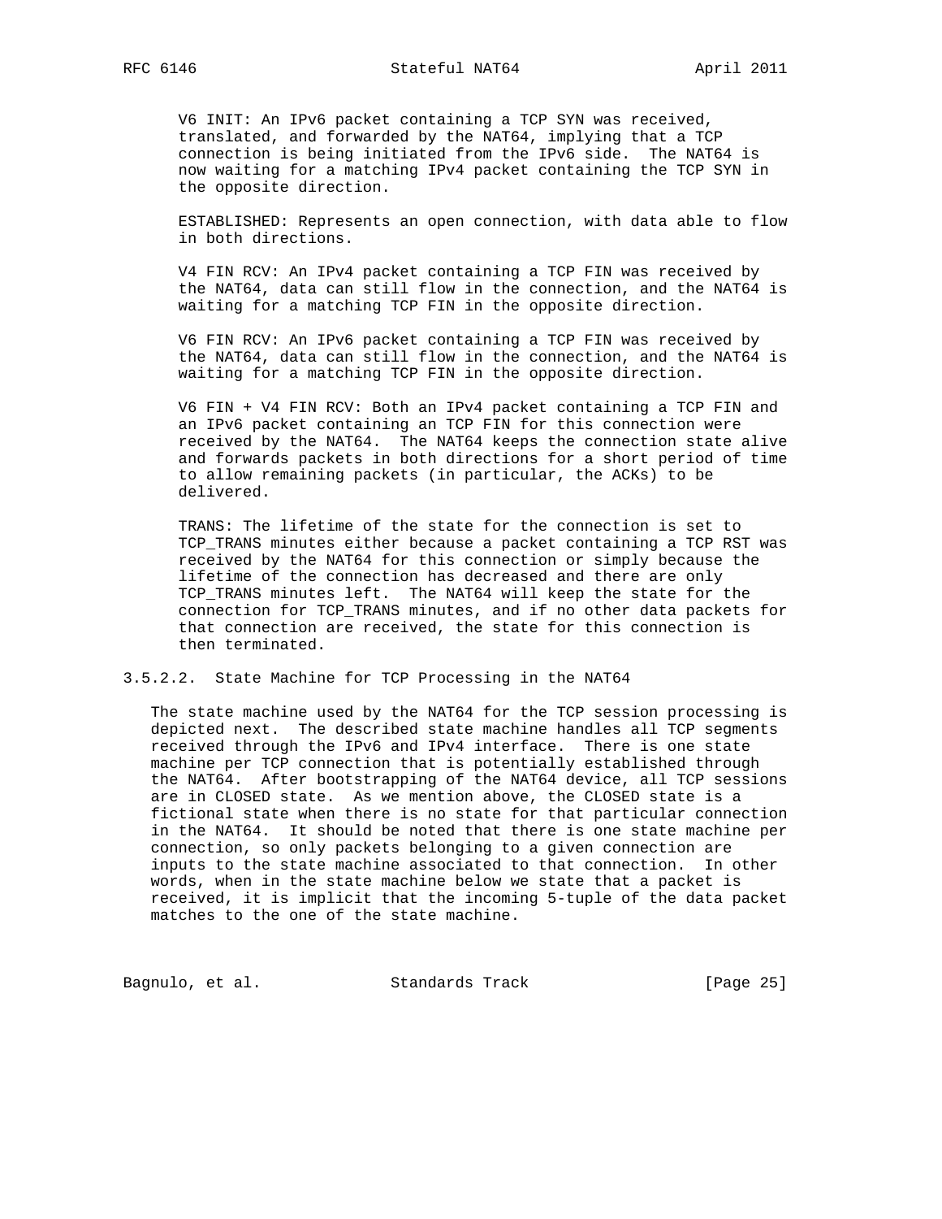V6 INIT: An IPv6 packet containing a TCP SYN was received, translated, and forwarded by the NAT64, implying that a TCP connection is being initiated from the IPv6 side. The NAT64 is now waiting for a matching IPv4 packet containing the TCP SYN in the opposite direction.

ESTABLISHED: Represents an open connection, with data able to flow in both directions.

V4 FIN RCV: An IPv4 packet containing a TCP FIN was received by the NAT64, data can still flow in the connection, and the NAT64 is waiting for a matching TCP FIN in the opposite direction.

V6 FIN RCV: An IPv6 packet containing a TCP FIN was received by the NAT64, data can still flow in the connection, and the NAT64 is waiting for a matching TCP FIN in the opposite direction.

V6 FIN + V4 FIN RCV: Both an IPv4 packet containing a TCP FIN and an IPv6 packet containing an TCP FIN for this connection were received by the NAT64. The NAT64 keeps the connection state alive and forwards packets in both directions for a short period of time to allow remaining packets (in particular, the ACKs) to be delivered.

TRANS: The lifetime of the state for the connection is set to TCP_TRANS minutes either because a packet containing a TCP RST was received by the NAT64 for this connection or simply because the lifetime of the connection has decreased and there are only TCP_TRANS minutes left. The NAT64 will keep the state for the connection for TCP_TRANS minutes, and if no other data packets for that connection are received, the state for this connection is then terminated.

#### 3.5.2.2. State Machine for TCP Processing in the NAT64

The state machine used by the NAT64 for the TCP session processing is depicted next. The described state machine handles all TCP segments received through the IPv6 and IPv4 interface. There is one state machine per TCP connection that is potentially established through the NAT64. After bootstrapping of the NAT64 device, all TCP sessions are in CLOSED state. As we mention above, the CLOSED state is a fictional state when there is no state for that particular connection in the NAT64. It should be noted that there is one state machine per connection, so only packets belonging to a given connection are inputs to the state machine associated to that connection. In other words, when in the state machine below we state that a packet is received, it is implicit that the incoming 5-tuple of the data packet matches to the one of the state machine.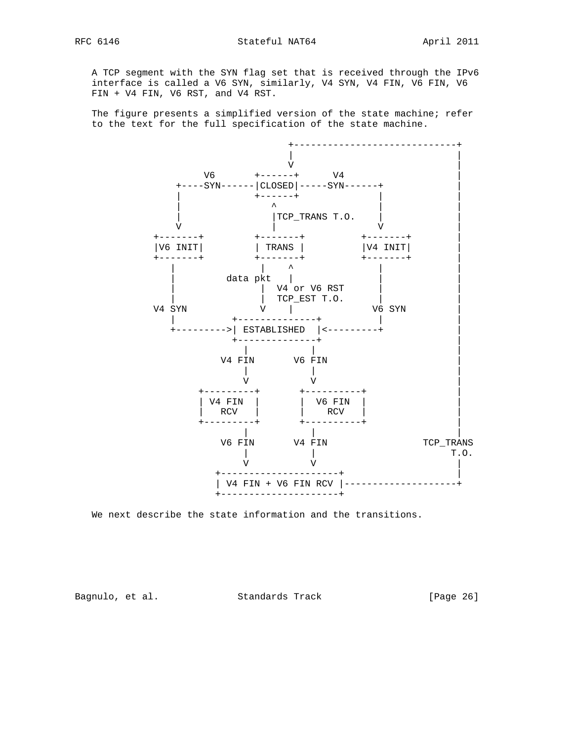A TCP segment with the SYN flag set that is received through the IPv6 interface is called a V6 SYN, similarly, V4 SYN, V4 FIN, V6 FIN, V6 FIN + V4 FIN, V6 RST, and V4 RST.

The figure presents a simplified version of the state machine; refer to the text for the full specification of the state machine.

```
                                 +-----------------------------+
                                 |                             |
                                 V                             |
                 V6          +------+       V4                 |
             +----SYN------|CLOSED|-----SYN------+              |
             |             +------+               |              |
             |                ^                   |              |
             |                |TCP_TRANS T.O.     |              |
             V                |                   V              |
         +-------+         +-------+          +-------+          |
         |V6 INIT|         | TRANS |          |V4 INIT|          |
         +-------+         +-------+          +-------+          |
            |                |    ^               |              |
            |        data pkt    |               |              |
            |                |  V4 or V6 RST      |              |
            |                |  TCP_EST T.O.      |              |
         V4 SYN              V    |             V6 SYN           |
            |            +--------------+         |              |
            +--------->| ESTABLISHED  |<---------+              |
                         +--------------+                        |
                           |          |                          |
                        V4 FIN      V6 FIN                       |
                           |          |                          |
                           V          V                          |
                   +---------+      +----------+                 |
                   | V4 FIN  |      |  V6 FIN  |                 |
                   |   RCV   |      |    RCV   |                 |
                   +---------+      +----------+                 |
                         |            |                          |
                      V6 FIN       V4 FIN              TCP_TRANS
                         |            |                     T.O.
                         V            V                          |
                   +---------------------+                       |
                   | V4 FIN + V6 FIN RCV |-----------------------+
                   +---------------------+
```

We next describe the state information and the transitions.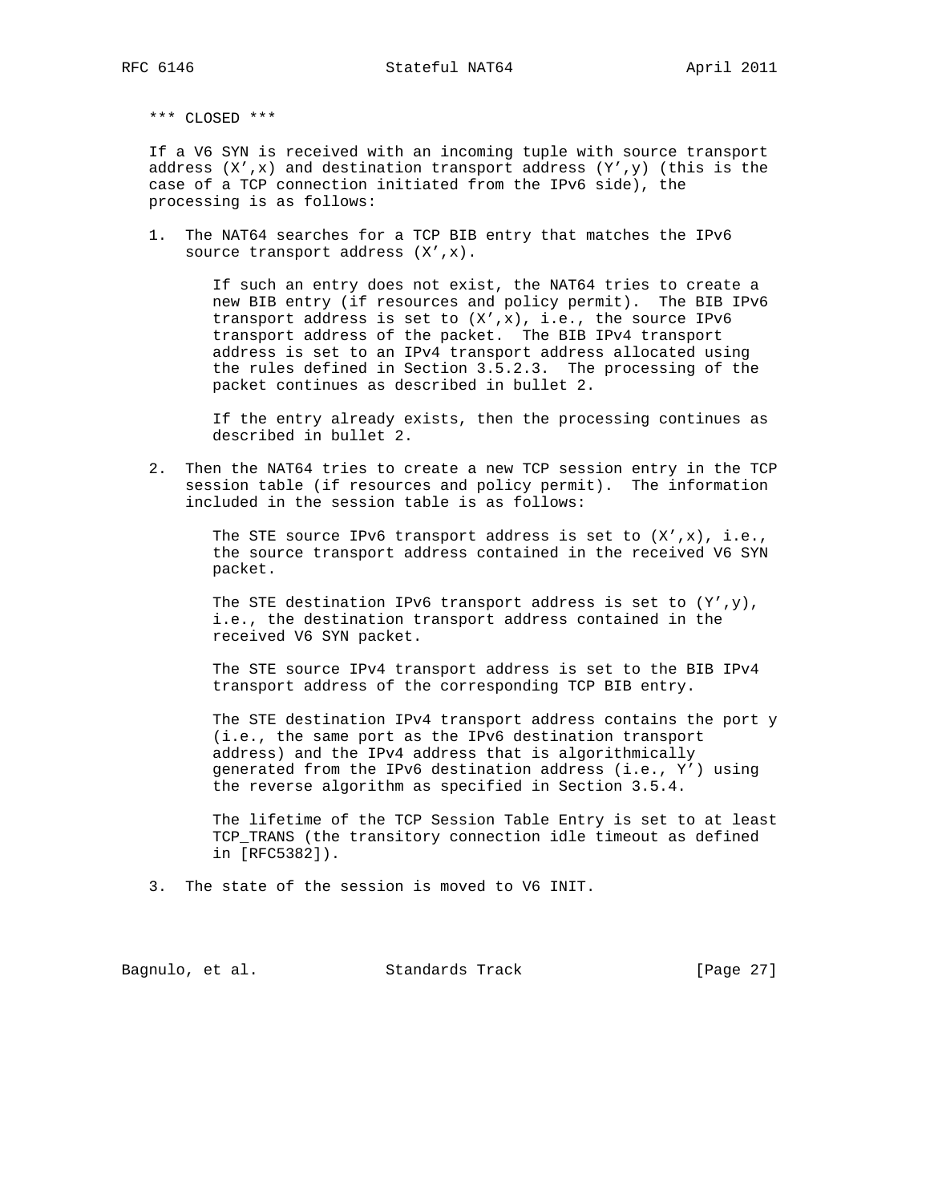*** CLOSED ***

If a V6 SYN is received with an incoming tuple with source transport address (X',x) and destination transport address (Y',y) (this is the case of a TCP connection initiated from the IPv6 side), the processing is as follows:

1. The NAT64 searches for a TCP BIB entry that matches the IPv6 source transport address (X',x).

   If such an entry does not exist, the NAT64 tries to create a new BIB entry (if resources and policy permit). The BIB IPv6 transport address is set to (X',x), i.e., the source IPv6 transport address of the packet. The BIB IPv4 transport address is set to an IPv4 transport address allocated using the rules defined in Section 3.5.2.3. The processing of the packet continues as described in bullet 2.

   If the entry already exists, then the processing continues as described in bullet 2.

2. Then the NAT64 tries to create a new TCP session entry in the TCP session table (if resources and policy permit). The information included in the session table is as follows:

   The STE source IPv6 transport address is set to (X',x), i.e., the source transport address contained in the received V6 SYN packet.

   The STE destination IPv6 transport address is set to (Y',y), i.e., the destination transport address contained in the received V6 SYN packet.

   The STE source IPv4 transport address is set to the BIB IPv4 transport address of the corresponding TCP BIB entry.

   The STE destination IPv4 transport address contains the port y (i.e., the same port as the IPv6 destination transport address) and the IPv4 address that is algorithmically generated from the IPv6 destination address (i.e., Y') using the reverse algorithm as specified in Section 3.5.4.

   The lifetime of the TCP Session Table Entry is set to at least TCP_TRANS (the transitory connection idle timeout as defined in [RFC5382]).

3. The state of the session is moved to V6 INIT.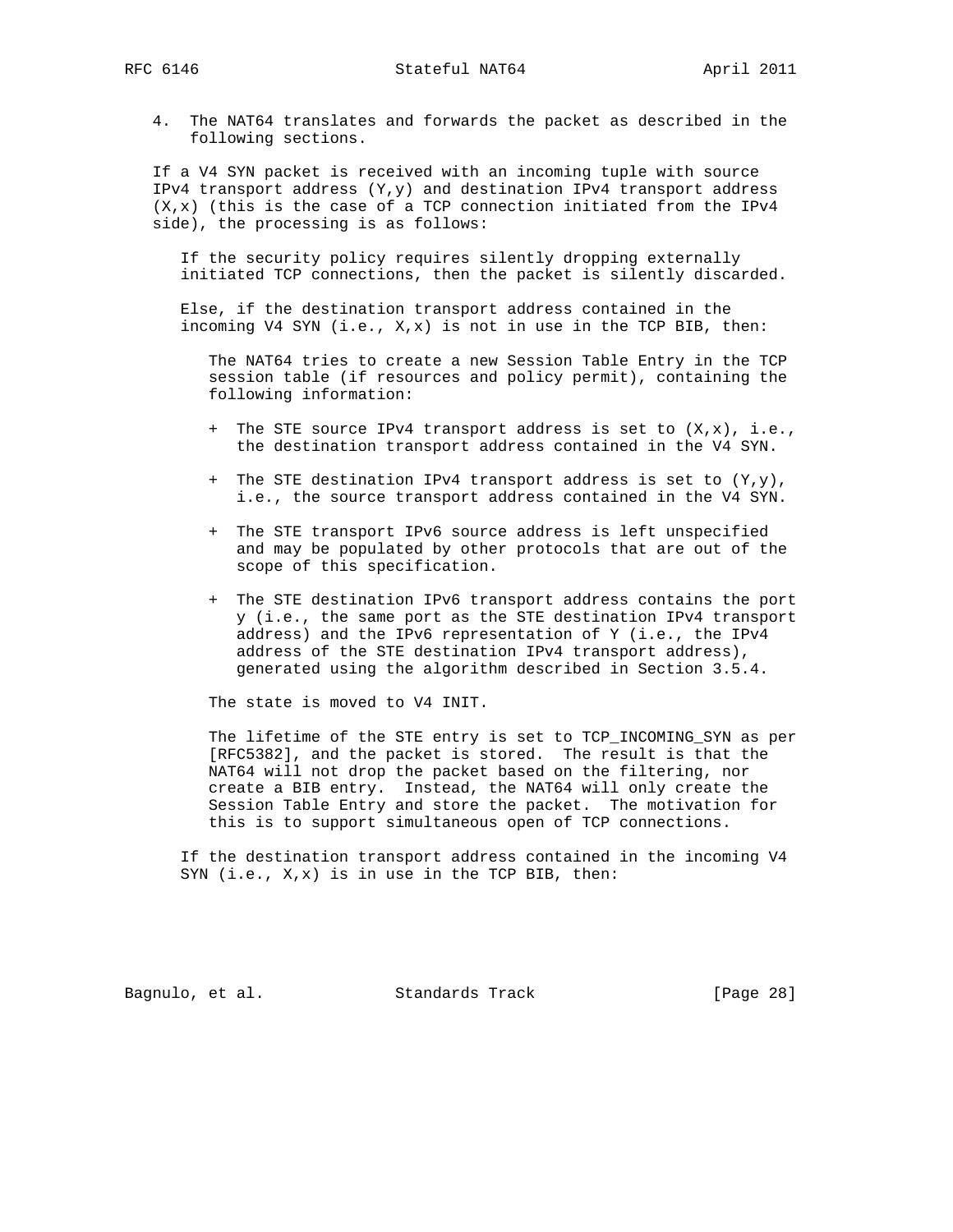4. The NAT64 translates and forwards the packet as described in the following sections.

If a V4 SYN packet is received with an incoming tuple with source IPv4 transport address (Y,y) and destination IPv4 transport address (X,x) (this is the case of a TCP connection initiated from the IPv4 side), the processing is as follows:

If the security policy requires silently dropping externally initiated TCP connections, then the packet is silently discarded.

Else, if the destination transport address contained in the incoming V4 SYN (i.e., X,x) is not in use in the TCP BIB, then:

The NAT64 tries to create a new Session Table Entry in the TCP session table (if resources and policy permit), containing the following information:

+ The STE source IPv4 transport address is set to (X,x), i.e., the destination transport address contained in the V4 SYN.

+ The STE destination IPv4 transport address is set to (Y,y), i.e., the source transport address contained in the V4 SYN.

+ The STE transport IPv6 source address is left unspecified and may be populated by other protocols that are out of the scope of this specification.

+ The STE destination IPv6 transport address contains the port y (i.e., the same port as the STE destination IPv4 transport address) and the IPv6 representation of Y (i.e., the IPv4 address of the STE destination IPv4 transport address), generated using the algorithm described in Section 3.5.4.

The state is moved to V4 INIT.

The lifetime of the STE entry is set to TCP_INCOMING_SYN as per [RFC5382], and the packet is stored. The result is that the NAT64 will not drop the packet based on the filtering, nor create a BIB entry. Instead, the NAT64 will only create the Session Table Entry and store the packet. The motivation for this is to support simultaneous open of TCP connections.

If the destination transport address contained in the incoming V4 SYN (i.e., X,x) is in use in the TCP BIB, then: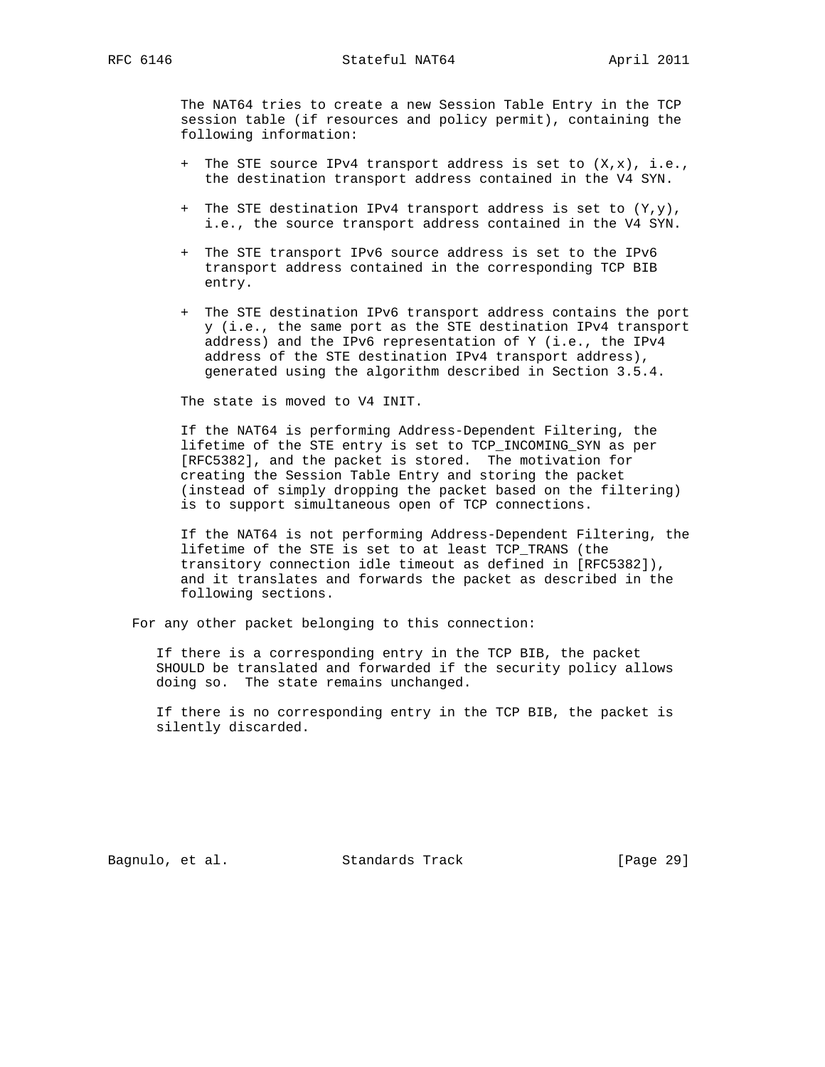The NAT64 tries to create a new Session Table Entry in the TCP session table (if resources and policy permit), containing the following information:

+ The STE source IPv4 transport address is set to (X,x), i.e., the destination transport address contained in the V4 SYN.

+ The STE destination IPv4 transport address is set to (Y,y), i.e., the source transport address contained in the V4 SYN.

+ The STE transport IPv6 source address is set to the IPv6 transport address contained in the corresponding TCP BIB entry.

+ The STE destination IPv6 transport address contains the port y (i.e., the same port as the STE destination IPv4 transport address) and the IPv6 representation of Y (i.e., the IPv4 address of the STE destination IPv4 transport address), generated using the algorithm described in Section 3.5.4.

The state is moved to V4 INIT.

If the NAT64 is performing Address-Dependent Filtering, the lifetime of the STE entry is set to TCP_INCOMING_SYN as per [RFC5382], and the packet is stored. The motivation for creating the Session Table Entry and storing the packet (instead of simply dropping the packet based on the filtering) is to support simultaneous open of TCP connections.

If the NAT64 is not performing Address-Dependent Filtering, the lifetime of the STE is set to at least TCP_TRANS (the transitory connection idle timeout as defined in [RFC5382]), and it translates and forwards the packet as described in the following sections.

For any other packet belonging to this connection:

If there is a corresponding entry in the TCP BIB, the packet SHOULD be translated and forwarded if the security policy allows doing so. The state remains unchanged.

If there is no corresponding entry in the TCP BIB, the packet is silently discarded.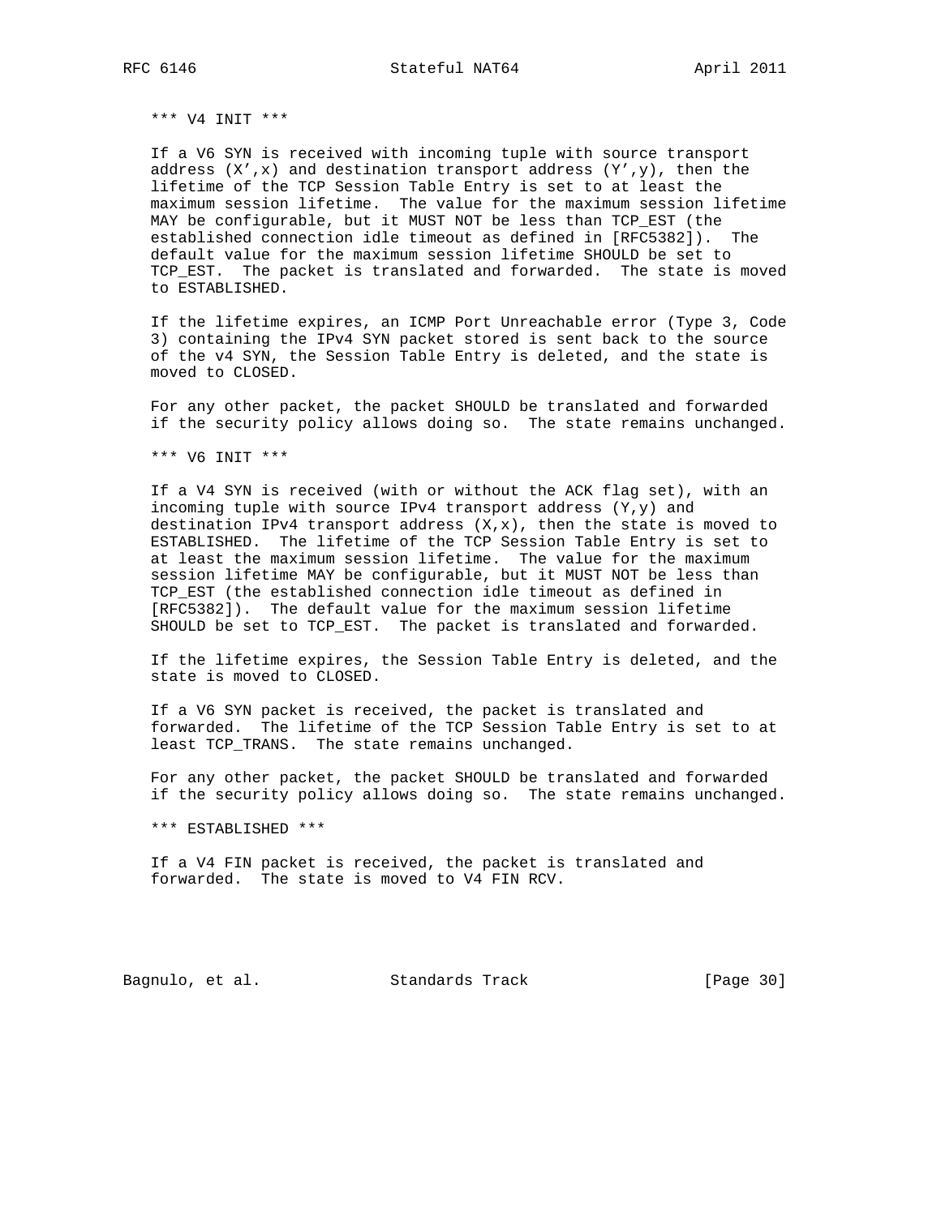*** V4 INIT ***

If a V6 SYN is received with incoming tuple with source transport address (X',x) and destination transport address (Y',y), then the lifetime of the TCP Session Table Entry is set to at least the maximum session lifetime. The value for the maximum session lifetime MAY be configurable, but it MUST NOT be less than TCP_EST (the established connection idle timeout as defined in [RFC5382]). The default value for the maximum session lifetime SHOULD be set to TCP_EST. The packet is translated and forwarded. The state is moved to ESTABLISHED.

If the lifetime expires, an ICMP Port Unreachable error (Type 3, Code 3) containing the IPv4 SYN packet stored is sent back to the source of the v4 SYN, the Session Table Entry is deleted, and the state is moved to CLOSED.

For any other packet, the packet SHOULD be translated and forwarded if the security policy allows doing so. The state remains unchanged.

*** V6 INIT ***

If a V4 SYN is received (with or without the ACK flag set), with an incoming tuple with source IPv4 transport address (Y,y) and destination IPv4 transport address (X,x), then the state is moved to ESTABLISHED. The lifetime of the TCP Session Table Entry is set to at least the maximum session lifetime. The value for the maximum session lifetime MAY be configurable, but it MUST NOT be less than TCP_EST (the established connection idle timeout as defined in [RFC5382]). The default value for the maximum session lifetime SHOULD be set to TCP_EST. The packet is translated and forwarded.

If the lifetime expires, the Session Table Entry is deleted, and the state is moved to CLOSED.

If a V6 SYN packet is received, the packet is translated and forwarded. The lifetime of the TCP Session Table Entry is set to at least TCP_TRANS. The state remains unchanged.

For any other packet, the packet SHOULD be translated and forwarded if the security policy allows doing so. The state remains unchanged.

*** ESTABLISHED ***

If a V4 FIN packet is received, the packet is translated and forwarded. The state is moved to V4 FIN RCV.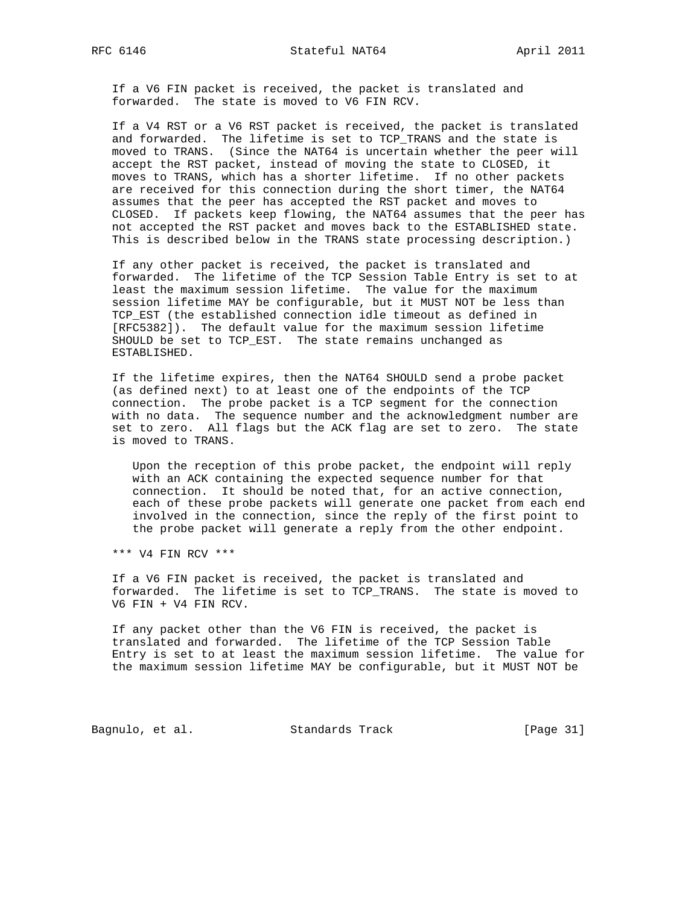If a V6 FIN packet is received, the packet is translated and forwarded. The state is moved to V6 FIN RCV.

If a V4 RST or a V6 RST packet is received, the packet is translated and forwarded. The lifetime is set to TCP_TRANS and the state is moved to TRANS. (Since the NAT64 is uncertain whether the peer will accept the RST packet, instead of moving the state to CLOSED, it moves to TRANS, which has a shorter lifetime. If no other packets are received for this connection during the short timer, the NAT64 assumes that the peer has accepted the RST packet and moves to CLOSED. If packets keep flowing, the NAT64 assumes that the peer has not accepted the RST packet and moves back to the ESTABLISHED state. This is described below in the TRANS state processing description.)

If any other packet is received, the packet is translated and forwarded. The lifetime of the TCP Session Table Entry is set to at least the maximum session lifetime. The value for the maximum session lifetime MAY be configurable, but it MUST NOT be less than TCP_EST (the established connection idle timeout as defined in [RFC5382]). The default value for the maximum session lifetime SHOULD be set to TCP_EST. The state remains unchanged as ESTABLISHED.

If the lifetime expires, then the NAT64 SHOULD send a probe packet (as defined next) to at least one of the endpoints of the TCP connection. The probe packet is a TCP segment for the connection with no data. The sequence number and the acknowledgment number are set to zero. All flags but the ACK flag are set to zero. The state is moved to TRANS.

> Upon the reception of this probe packet, the endpoint will reply with an ACK containing the expected sequence number for that connection. It should be noted that, for an active connection, each of these probe packets will generate one packet from each end involved in the connection, since the reply of the first point to the probe packet will generate a reply from the other endpoint.

*** V4 FIN RCV ***

If a V6 FIN packet is received, the packet is translated and forwarded. The lifetime is set to TCP_TRANS. The state is moved to V6 FIN + V4 FIN RCV.

If any packet other than the V6 FIN is received, the packet is translated and forwarded. The lifetime of the TCP Session Table Entry is set to at least the maximum session lifetime. The value for the maximum session lifetime MAY be configurable, but it MUST NOT be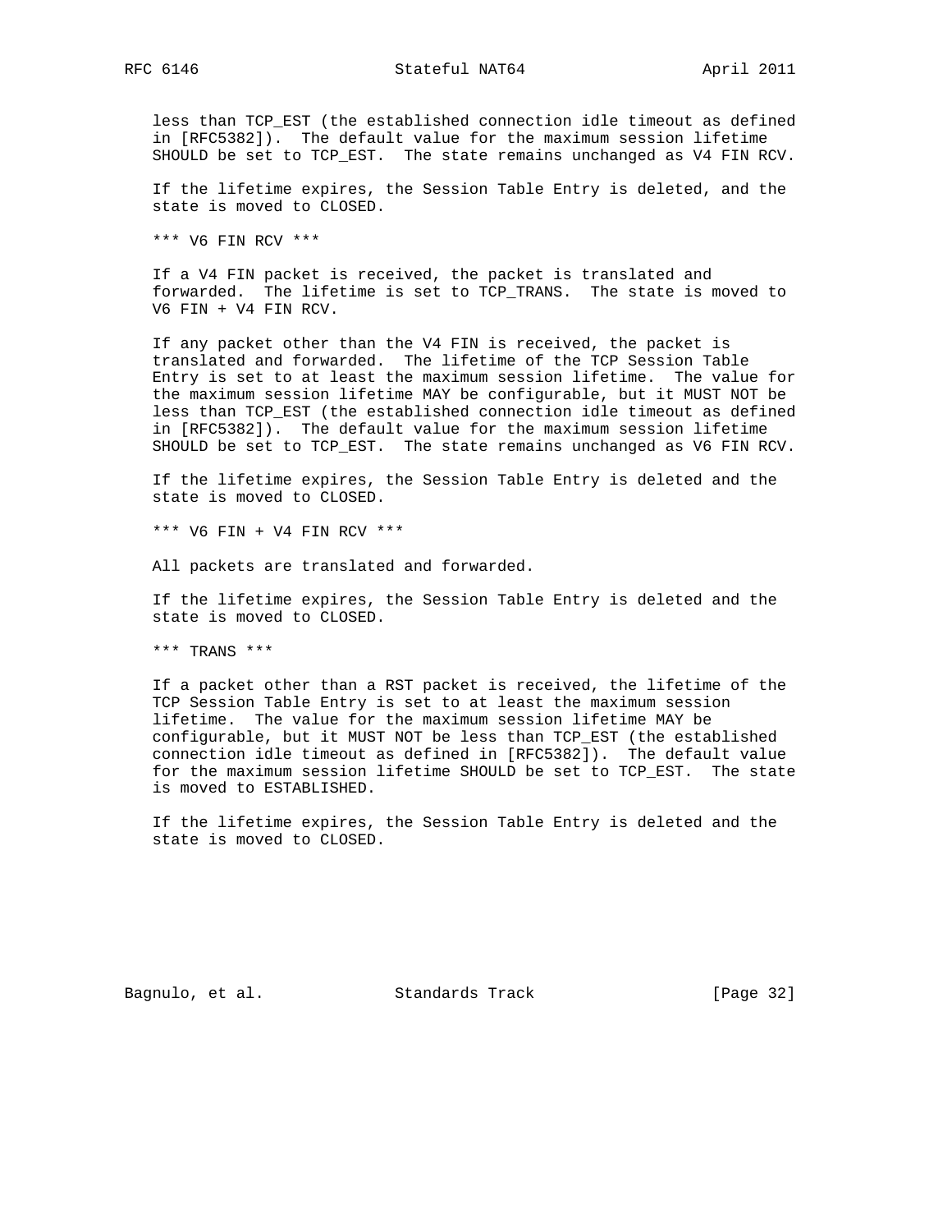less than TCP_EST (the established connection idle timeout as defined in [RFC5382]). The default value for the maximum session lifetime SHOULD be set to TCP_EST. The state remains unchanged as V4 FIN RCV.

If the lifetime expires, the Session Table Entry is deleted, and the state is moved to CLOSED.

*** V6 FIN RCV ***

If a V4 FIN packet is received, the packet is translated and forwarded. The lifetime is set to TCP_TRANS. The state is moved to V6 FIN + V4 FIN RCV.

If any packet other than the V4 FIN is received, the packet is translated and forwarded. The lifetime of the TCP Session Table Entry is set to at least the maximum session lifetime. The value for the maximum session lifetime MAY be configurable, but it MUST NOT be less than TCP_EST (the established connection idle timeout as defined in [RFC5382]). The default value for the maximum session lifetime SHOULD be set to TCP_EST. The state remains unchanged as V6 FIN RCV.

If the lifetime expires, the Session Table Entry is deleted and the state is moved to CLOSED.

*** V6 FIN + V4 FIN RCV ***

All packets are translated and forwarded.

If the lifetime expires, the Session Table Entry is deleted and the state is moved to CLOSED.

*** TRANS ***

If a packet other than a RST packet is received, the lifetime of the TCP Session Table Entry is set to at least the maximum session lifetime. The value for the maximum session lifetime MAY be configurable, but it MUST NOT be less than TCP_EST (the established connection idle timeout as defined in [RFC5382]). The default value for the maximum session lifetime SHOULD be set to TCP_EST. The state is moved to ESTABLISHED.

If the lifetime expires, the Session Table Entry is deleted and the state is moved to CLOSED.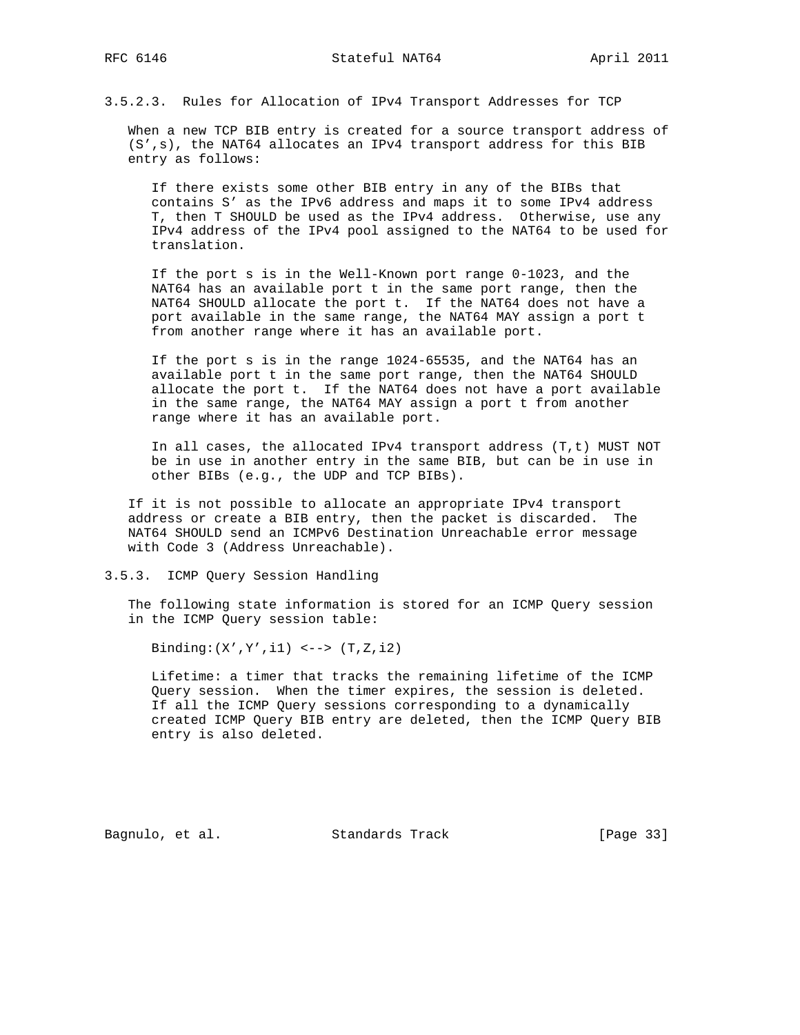#### 3.5.2.3. Rules for Allocation of IPv4 Transport Addresses for TCP

When a new TCP BIB entry is created for a source transport address of (S',s), the NAT64 allocates an IPv4 transport address for this BIB entry as follows:

> If there exists some other BIB entry in any of the BIBs that contains S' as the IPv6 address and maps it to some IPv4 address T, then T SHOULD be used as the IPv4 address. Otherwise, use any IPv4 address of the IPv4 pool assigned to the NAT64 to be used for translation.
>
> If the port s is in the Well-Known port range 0-1023, and the NAT64 has an available port t in the same port range, then the NAT64 SHOULD allocate the port t. If the NAT64 does not have a port available in the same range, the NAT64 MAY assign a port t from another range where it has an available port.
>
> If the port s is in the range 1024-65535, and the NAT64 has an available port t in the same port range, then the NAT64 SHOULD allocate the port t. If the NAT64 does not have a port available in the same range, the NAT64 MAY assign a port t from another range where it has an available port.
>
> In all cases, the allocated IPv4 transport address (T,t) MUST NOT be in use in another entry in the same BIB, but can be in use in other BIBs (e.g., the UDP and TCP BIBs).

If it is not possible to allocate an appropriate IPv4 transport address or create a BIB entry, then the packet is discarded. The NAT64 SHOULD send an ICMPv6 Destination Unreachable error message with Code 3 (Address Unreachable).

### 3.5.3. ICMP Query Session Handling

The following state information is stored for an ICMP Query session in the ICMP Query session table:

> Binding:(X',Y',i1) <--> (T,Z,i2)
>
> Lifetime: a timer that tracks the remaining lifetime of the ICMP Query session. When the timer expires, the session is deleted. If all the ICMP Query sessions corresponding to a dynamically created ICMP Query BIB entry are deleted, then the ICMP Query BIB entry is also deleted.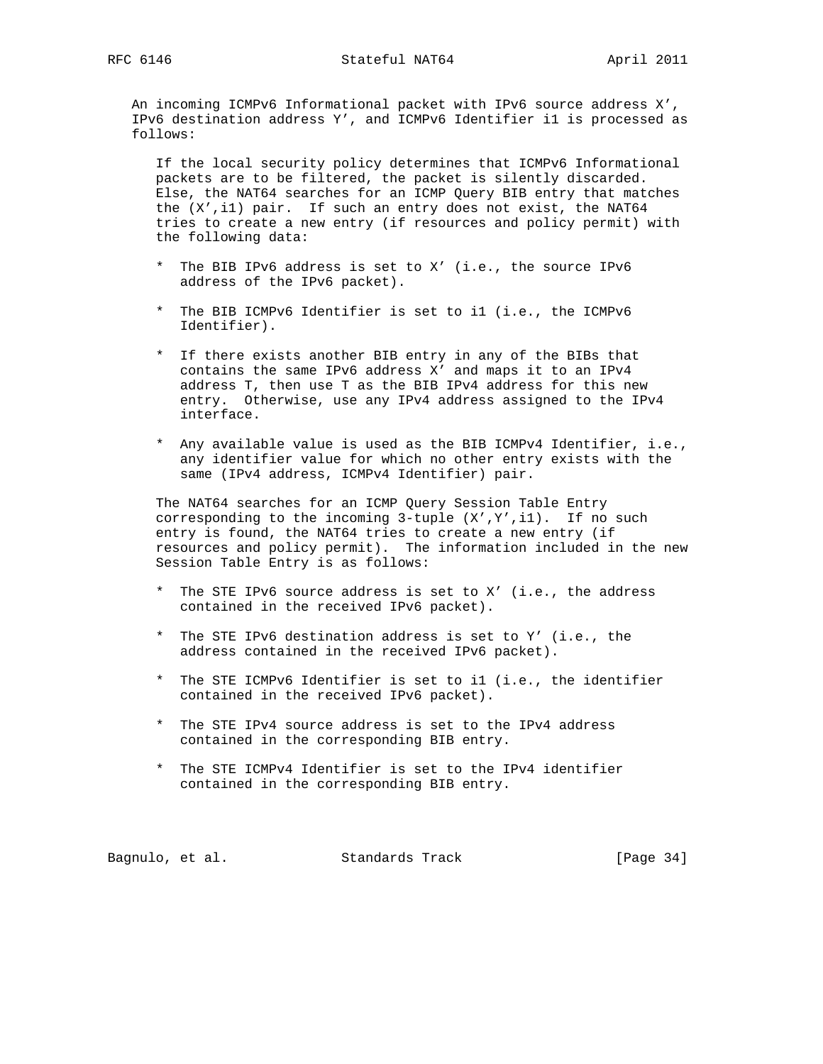An incoming ICMPv6 Informational packet with IPv6 source address X', IPv6 destination address Y', and ICMPv6 Identifier i1 is processed as follows:

If the local security policy determines that ICMPv6 Informational packets are to be filtered, the packet is silently discarded. Else, the NAT64 searches for an ICMP Query BIB entry that matches the (X',i1) pair. If such an entry does not exist, the NAT64 tries to create a new entry (if resources and policy permit) with the following data:

* The BIB IPv6 address is set to X' (i.e., the source IPv6 address of the IPv6 packet).
* The BIB ICMPv6 Identifier is set to i1 (i.e., the ICMPv6 Identifier).
* If there exists another BIB entry in any of the BIBs that contains the same IPv6 address X' and maps it to an IPv4 address T, then use T as the BIB IPv4 address for this new entry. Otherwise, use any IPv4 address assigned to the IPv4 interface.
* Any available value is used as the BIB ICMPv4 Identifier, i.e., any identifier value for which no other entry exists with the same (IPv4 address, ICMPv4 Identifier) pair.

The NAT64 searches for an ICMP Query Session Table Entry corresponding to the incoming 3-tuple (X',Y',i1). If no such entry is found, the NAT64 tries to create a new entry (if resources and policy permit). The information included in the new Session Table Entry is as follows:

* The STE IPv6 source address is set to X' (i.e., the address contained in the received IPv6 packet).
* The STE IPv6 destination address is set to Y' (i.e., the address contained in the received IPv6 packet).
* The STE ICMPv6 Identifier is set to i1 (i.e., the identifier contained in the received IPv6 packet).
* The STE IPv4 source address is set to the IPv4 address contained in the corresponding BIB entry.
* The STE ICMPv4 Identifier is set to the IPv4 identifier contained in the corresponding BIB entry.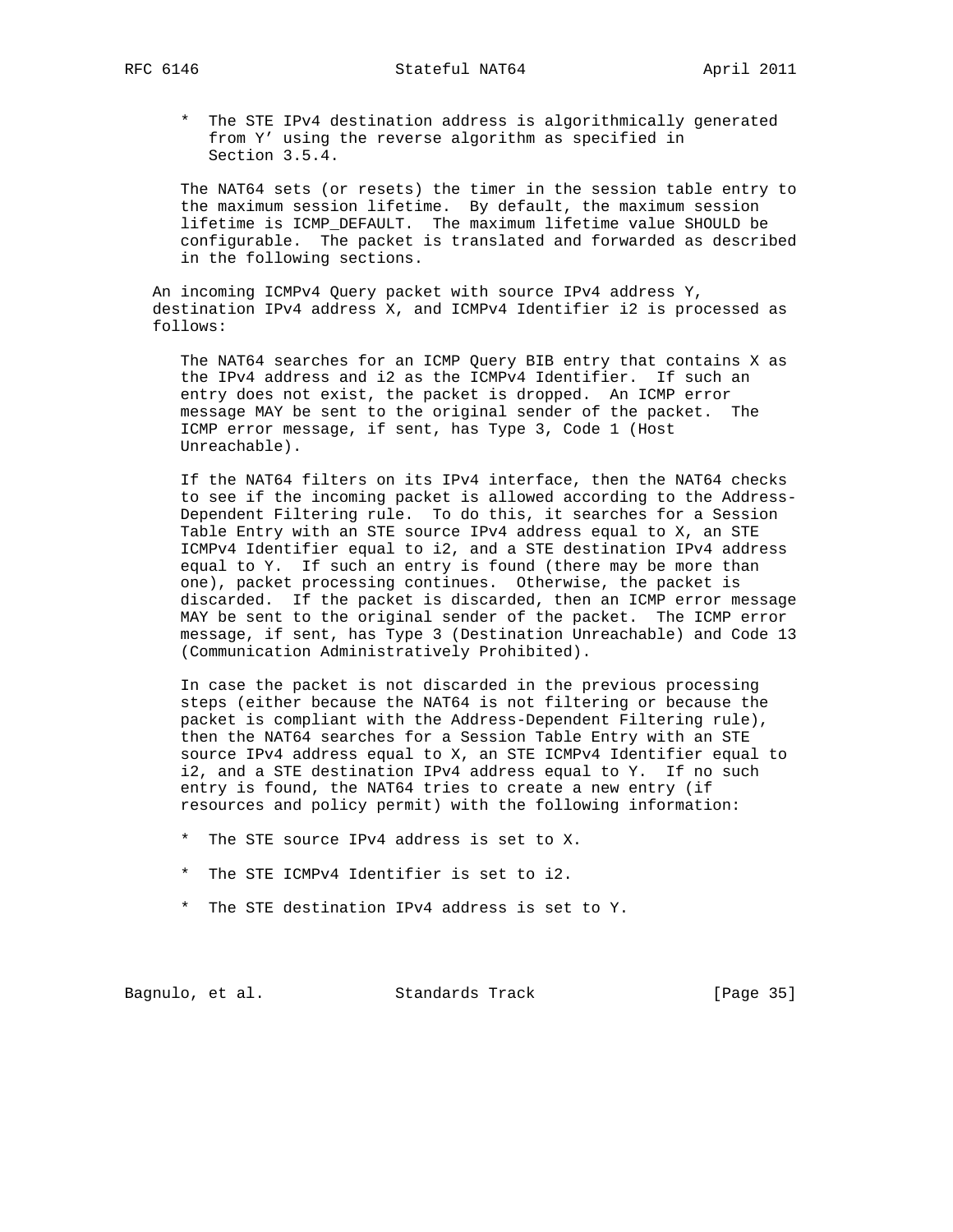* The STE IPv4 destination address is algorithmically generated from Y' using the reverse algorithm as specified in Section 3.5.4.

The NAT64 sets (or resets) the timer in the session table entry to the maximum session lifetime. By default, the maximum session lifetime is ICMP_DEFAULT. The maximum lifetime value SHOULD be configurable. The packet is translated and forwarded as described in the following sections.

An incoming ICMPv4 Query packet with source IPv4 address Y, destination IPv4 address X, and ICMPv4 Identifier i2 is processed as follows:

The NAT64 searches for an ICMP Query BIB entry that contains X as the IPv4 address and i2 as the ICMPv4 Identifier. If such an entry does not exist, the packet is dropped. An ICMP error message MAY be sent to the original sender of the packet. The ICMP error message, if sent, has Type 3, Code 1 (Host Unreachable).

If the NAT64 filters on its IPv4 interface, then the NAT64 checks to see if the incoming packet is allowed according to the Address-Dependent Filtering rule. To do this, it searches for a Session Table Entry with an STE source IPv4 address equal to X, an STE ICMPv4 Identifier equal to i2, and a STE destination IPv4 address equal to Y. If such an entry is found (there may be more than one), packet processing continues. Otherwise, the packet is discarded. If the packet is discarded, then an ICMP error message MAY be sent to the original sender of the packet. The ICMP error message, if sent, has Type 3 (Destination Unreachable) and Code 13 (Communication Administratively Prohibited).

In case the packet is not discarded in the previous processing steps (either because the NAT64 is not filtering or because the packet is compliant with the Address-Dependent Filtering rule), then the NAT64 searches for a Session Table Entry with an STE source IPv4 address equal to X, an STE ICMPv4 Identifier equal to i2, and a STE destination IPv4 address equal to Y. If no such entry is found, the NAT64 tries to create a new entry (if resources and policy permit) with the following information:

* The STE source IPv4 address is set to X.

* The STE ICMPv4 Identifier is set to i2.

* The STE destination IPv4 address is set to Y.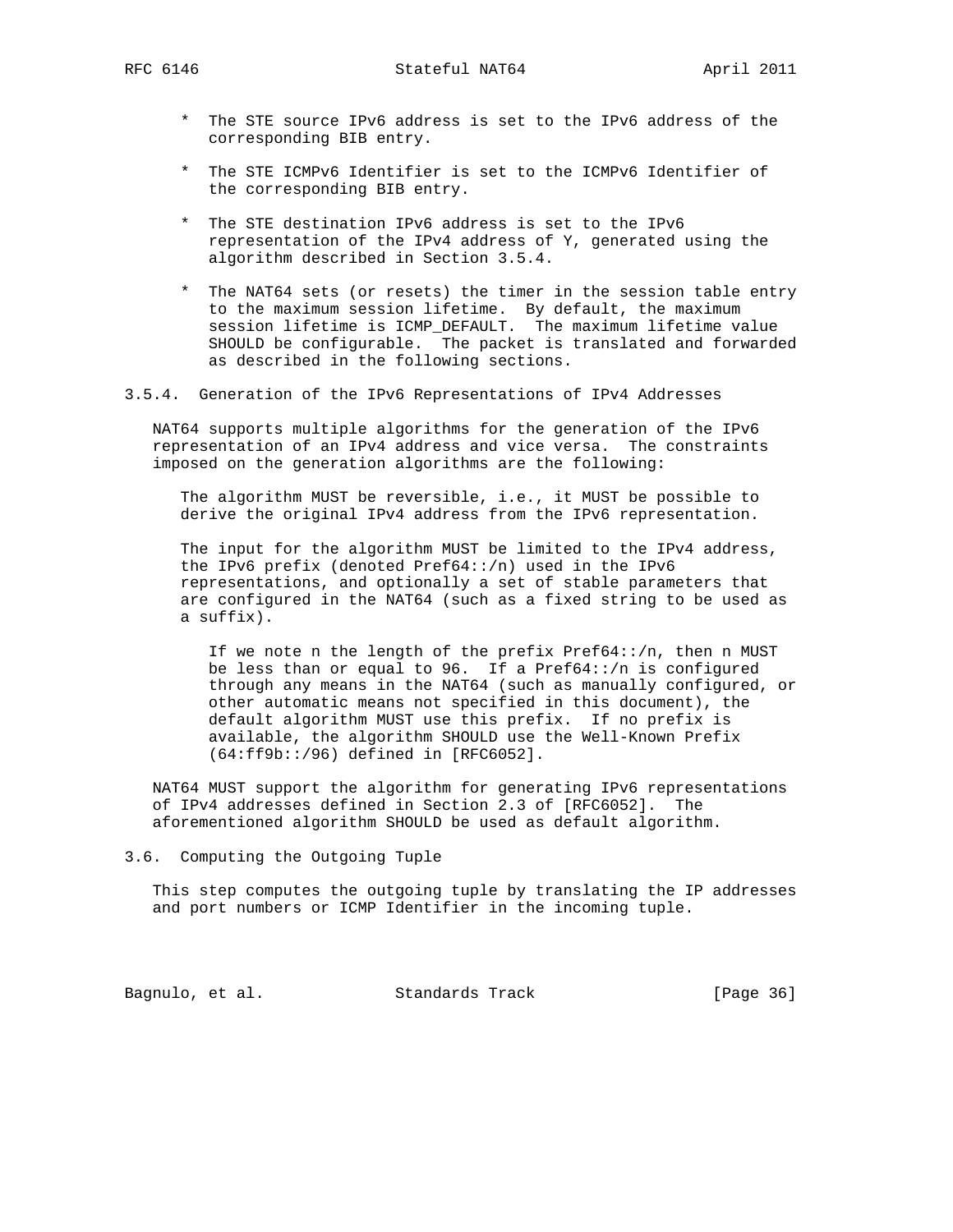* The STE source IPv6 address is set to the IPv6 address of the corresponding BIB entry.

* The STE ICMPv6 Identifier is set to the ICMPv6 Identifier of the corresponding BIB entry.

* The STE destination IPv6 address is set to the IPv6 representation of the IPv4 address of Y, generated using the algorithm described in Section 3.5.4.

* The NAT64 sets (or resets) the timer in the session table entry to the maximum session lifetime. By default, the maximum session lifetime is ICMP_DEFAULT. The maximum lifetime value SHOULD be configurable. The packet is translated and forwarded as described in the following sections.

### 3.5.4. Generation of the IPv6 Representations of IPv4 Addresses

NAT64 supports multiple algorithms for the generation of the IPv6 representation of an IPv4 address and vice versa. The constraints imposed on the generation algorithms are the following:

The algorithm MUST be reversible, i.e., it MUST be possible to derive the original IPv4 address from the IPv6 representation.

The input for the algorithm MUST be limited to the IPv4 address, the IPv6 prefix (denoted Pref64::/n) used in the IPv6 representations, and optionally a set of stable parameters that are configured in the NAT64 (such as a fixed string to be used as a suffix).

If we note n the length of the prefix Pref64::/n, then n MUST be less than or equal to 96. If a Pref64::/n is configured through any means in the NAT64 (such as manually configured, or other automatic means not specified in this document), the default algorithm MUST use this prefix. If no prefix is available, the algorithm SHOULD use the Well-Known Prefix (64:ff9b::/96) defined in [RFC6052].

NAT64 MUST support the algorithm for generating IPv6 representations of IPv4 addresses defined in Section 2.3 of [RFC6052]. The aforementioned algorithm SHOULD be used as default algorithm.

## 3.6. Computing the Outgoing Tuple

This step computes the outgoing tuple by translating the IP addresses and port numbers or ICMP Identifier in the incoming tuple.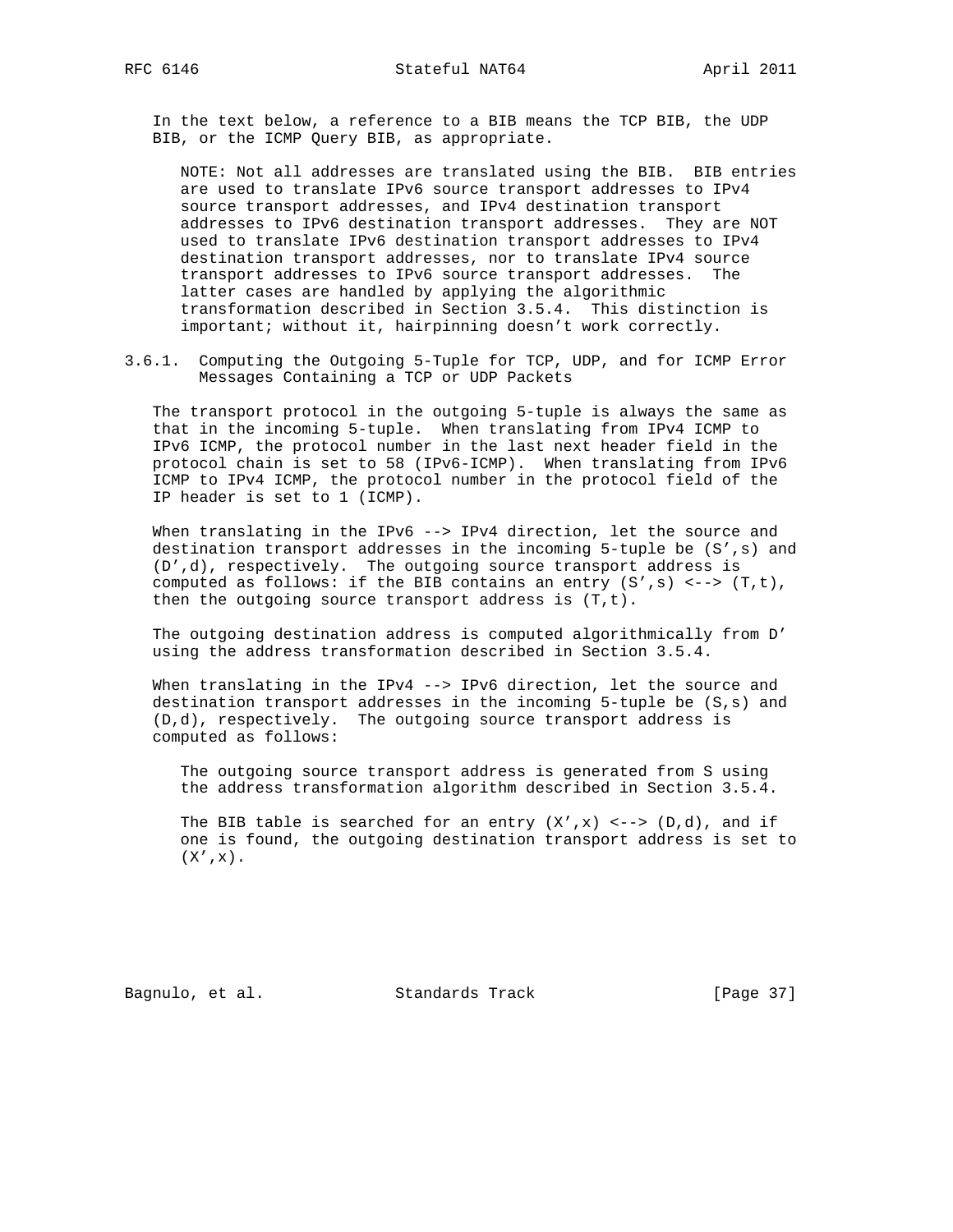In the text below, a reference to a BIB means the TCP BIB, the UDP BIB, or the ICMP Query BIB, as appropriate.

> NOTE: Not all addresses are translated using the BIB. BIB entries are used to translate IPv6 source transport addresses to IPv4 source transport addresses, and IPv4 destination transport addresses to IPv6 destination transport addresses. They are NOT used to translate IPv6 destination transport addresses to IPv4 destination transport addresses, nor to translate IPv4 source transport addresses to IPv6 source transport addresses. The latter cases are handled by applying the algorithmic transformation described in Section 3.5.4. This distinction is important; without it, hairpinning doesn't work correctly.

### 3.6.1. Computing the Outgoing 5-Tuple for TCP, UDP, and for ICMP Error Messages Containing a TCP or UDP Packets

The transport protocol in the outgoing 5-tuple is always the same as that in the incoming 5-tuple. When translating from IPv4 ICMP to IPv6 ICMP, the protocol number in the last next header field in the protocol chain is set to 58 (IPv6-ICMP). When translating from IPv6 ICMP to IPv4 ICMP, the protocol number in the protocol field of the IP header is set to 1 (ICMP).

When translating in the IPv6 --> IPv4 direction, let the source and destination transport addresses in the incoming 5-tuple be (S',s) and (D',d), respectively. The outgoing source transport address is computed as follows: if the BIB contains an entry (S',s) <--> (T,t), then the outgoing source transport address is (T,t).

The outgoing destination address is computed algorithmically from D' using the address transformation described in Section 3.5.4.

When translating in the IPv4 --> IPv6 direction, let the source and destination transport addresses in the incoming 5-tuple be (S,s) and (D,d), respectively. The outgoing source transport address is computed as follows:

> The outgoing source transport address is generated from S using the address transformation algorithm described in Section 3.5.4.
>
> The BIB table is searched for an entry (X',x) <--> (D,d), and if one is found, the outgoing destination transport address is set to (X',x).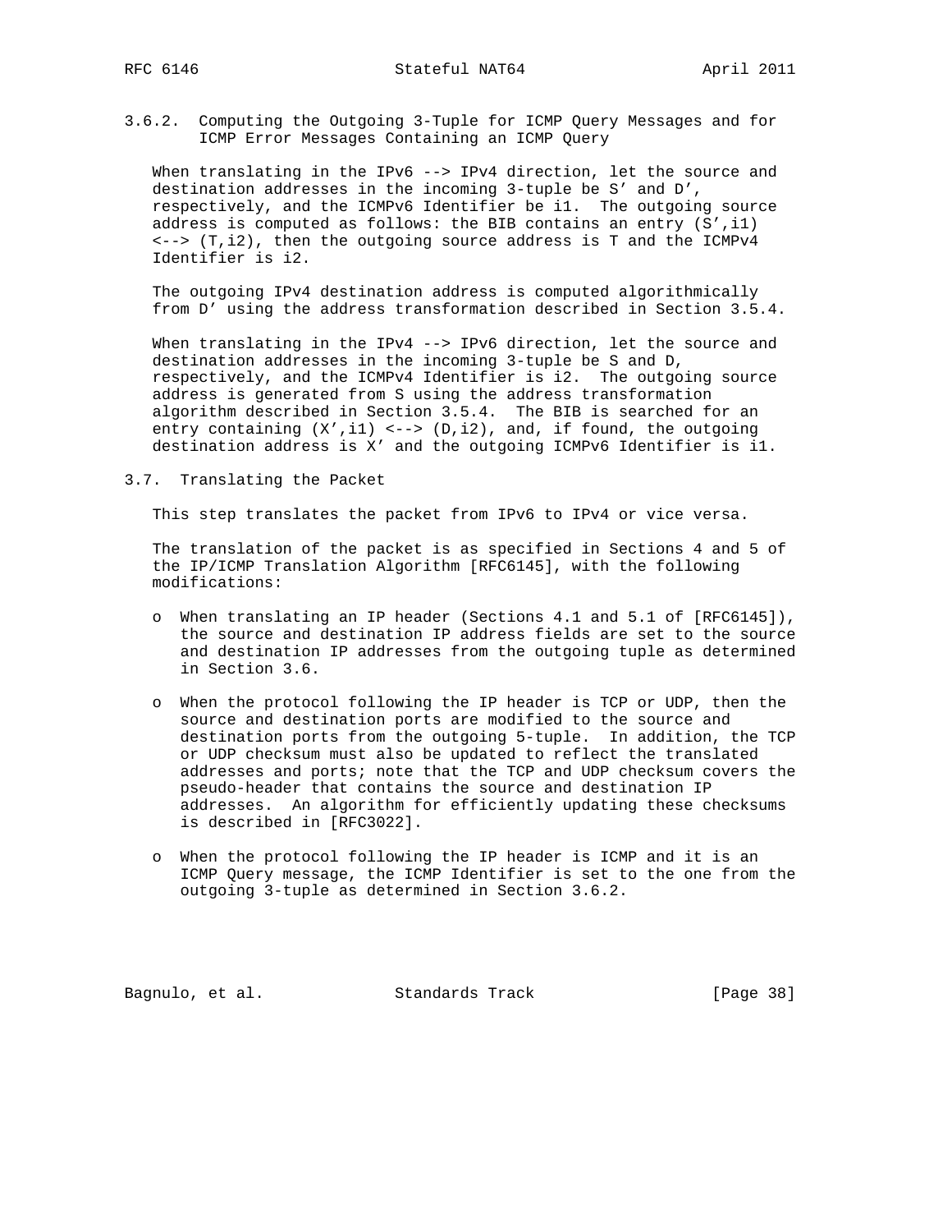### 3.6.2. Computing the Outgoing 3-Tuple for ICMP Query Messages and for ICMP Error Messages Containing an ICMP Query

When translating in the IPv6 --> IPv4 direction, let the source and destination addresses in the incoming 3-tuple be S' and D', respectively, and the ICMPv6 Identifier be i1. The outgoing source address is computed as follows: the BIB contains an entry (S',i1) <--> (T,i2), then the outgoing source address is T and the ICMPv4 Identifier is i2.

The outgoing IPv4 destination address is computed algorithmically from D' using the address transformation described in Section 3.5.4.

When translating in the IPv4 --> IPv6 direction, let the source and destination addresses in the incoming 3-tuple be S and D, respectively, and the ICMPv4 Identifier is i2. The outgoing source address is generated from S using the address transformation algorithm described in Section 3.5.4. The BIB is searched for an entry containing (X',i1) <--> (D,i2), and, if found, the outgoing destination address is X' and the outgoing ICMPv6 Identifier is i1.

## 3.7. Translating the Packet

This step translates the packet from IPv6 to IPv4 or vice versa.

The translation of the packet is as specified in Sections 4 and 5 of the IP/ICMP Translation Algorithm [RFC6145], with the following modifications:

- When translating an IP header (Sections 4.1 and 5.1 of [RFC6145]), the source and destination IP address fields are set to the source and destination IP addresses from the outgoing tuple as determined in Section 3.6.

- When the protocol following the IP header is TCP or UDP, then the source and destination ports are modified to the source and destination ports from the outgoing 5-tuple. In addition, the TCP or UDP checksum must also be updated to reflect the translated addresses and ports; note that the TCP and UDP checksum covers the pseudo-header that contains the source and destination IP addresses. An algorithm for efficiently updating these checksums is described in [RFC3022].

- When the protocol following the IP header is ICMP and it is an ICMP Query message, the ICMP Identifier is set to the one from the outgoing 3-tuple as determined in Section 3.6.2.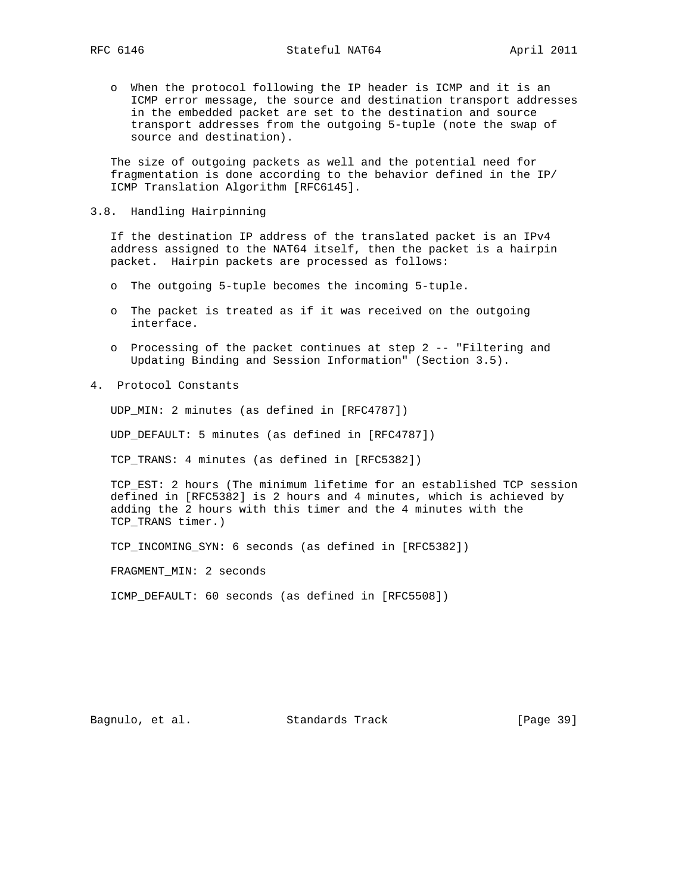- When the protocol following the IP header is ICMP and it is an ICMP error message, the source and destination transport addresses in the embedded packet are set to the destination and source transport addresses from the outgoing 5-tuple (note the swap of source and destination).

The size of outgoing packets as well and the potential need for fragmentation is done according to the behavior defined in the IP/ICMP Translation Algorithm [RFC6145].

### 3.8. Handling Hairpinning

If the destination IP address of the translated packet is an IPv4 address assigned to the NAT64 itself, then the packet is a hairpin packet. Hairpin packets are processed as follows:

- The outgoing 5-tuple becomes the incoming 5-tuple.
- The packet is treated as if it was received on the outgoing interface.
- Processing of the packet continues at step 2 -- "Filtering and Updating Binding and Session Information" (Section 3.5).

## 4. Protocol Constants

UDP_MIN: 2 minutes (as defined in [RFC4787])

UDP_DEFAULT: 5 minutes (as defined in [RFC4787])

TCP_TRANS: 4 minutes (as defined in [RFC5382])

TCP_EST: 2 hours (The minimum lifetime for an established TCP session defined in [RFC5382] is 2 hours and 4 minutes, which is achieved by adding the 2 hours with this timer and the 4 minutes with the TCP_TRANS timer.)

TCP_INCOMING_SYN: 6 seconds (as defined in [RFC5382])

FRAGMENT_MIN: 2 seconds

ICMP_DEFAULT: 60 seconds (as defined in [RFC5508])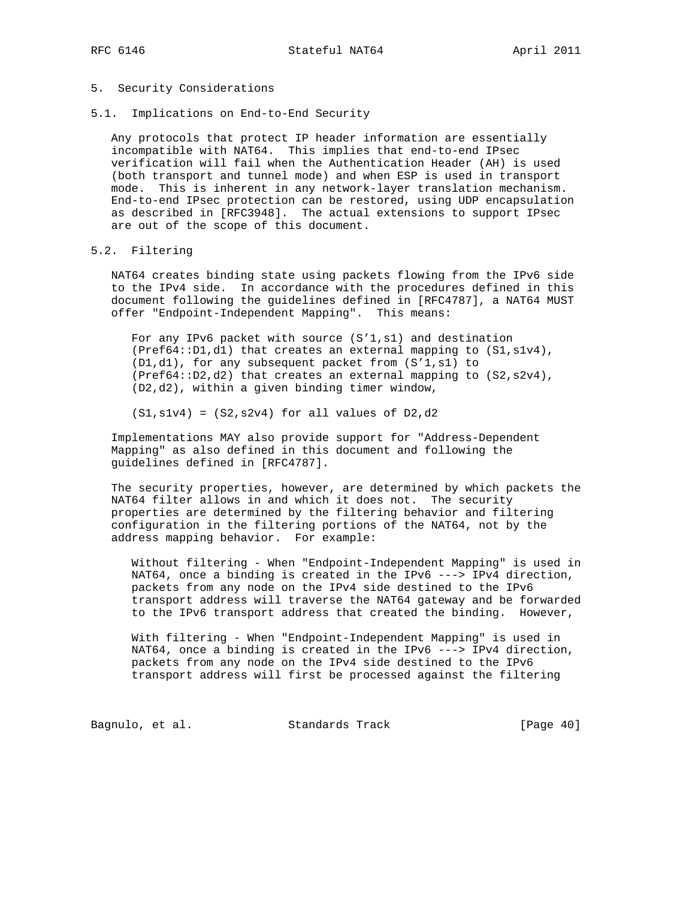## 5. Security Considerations

### 5.1. Implications on End-to-End Security

Any protocols that protect IP header information are essentially incompatible with NAT64. This implies that end-to-end IPsec verification will fail when the Authentication Header (AH) is used (both transport and tunnel mode) and when ESP is used in transport mode. This is inherent in any network-layer translation mechanism. End-to-end IPsec protection can be restored, using UDP encapsulation as described in [RFC3948]. The actual extensions to support IPsec are out of the scope of this document.

### 5.2. Filtering

NAT64 creates binding state using packets flowing from the IPv6 side to the IPv4 side. In accordance with the procedures defined in this document following the guidelines defined in [RFC4787], a NAT64 MUST offer "Endpoint-Independent Mapping". This means:

> For any IPv6 packet with source (S'1,s1) and destination (Pref64::D1,d1) that creates an external mapping to (S1,s1v4), (D1,d1), for any subsequent packet from (S'1,s1) to (Pref64::D2,d2) that creates an external mapping to (S2,s2v4), (D2,d2), within a given binding timer window,
>
> (S1,s1v4) = (S2,s2v4) for all values of D2,d2

Implementations MAY also provide support for "Address-Dependent Mapping" as also defined in this document and following the guidelines defined in [RFC4787].

The security properties, however, are determined by which packets the NAT64 filter allows in and which it does not. The security properties are determined by the filtering behavior and filtering configuration in the filtering portions of the NAT64, not by the address mapping behavior. For example:

> Without filtering - When "Endpoint-Independent Mapping" is used in NAT64, once a binding is created in the IPv6 ---> IPv4 direction, packets from any node on the IPv4 side destined to the IPv6 transport address will traverse the NAT64 gateway and be forwarded to the IPv6 transport address that created the binding. However,
>
> With filtering - When "Endpoint-Independent Mapping" is used in NAT64, once a binding is created in the IPv6 ---> IPv4 direction, packets from any node on the IPv4 side destined to the IPv6 transport address will first be processed against the filtering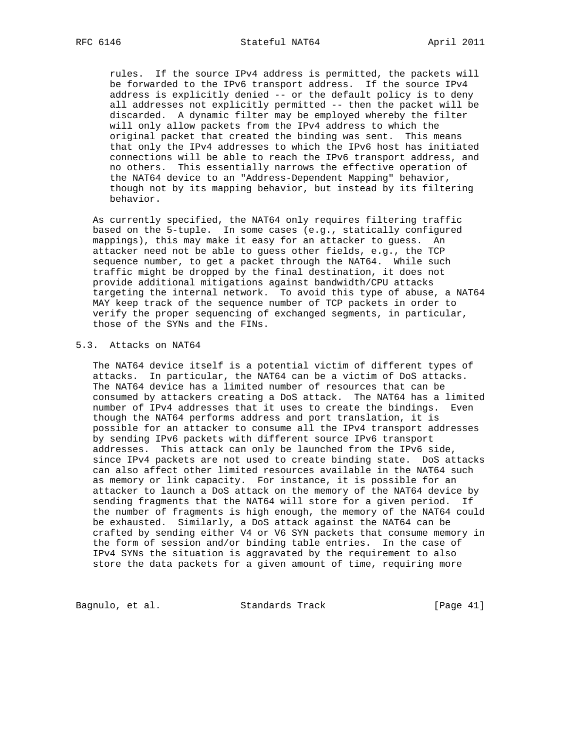rules. If the source IPv4 address is permitted, the packets will be forwarded to the IPv6 transport address. If the source IPv4 address is explicitly denied -- or the default policy is to deny all addresses not explicitly permitted -- then the packet will be discarded. A dynamic filter may be employed whereby the filter will only allow packets from the IPv4 address to which the original packet that created the binding was sent. This means that only the IPv4 addresses to which the IPv6 host has initiated connections will be able to reach the IPv6 transport address, and no others. This essentially narrows the effective operation of the NAT64 device to an "Address-Dependent Mapping" behavior, though not by its mapping behavior, but instead by its filtering behavior.

As currently specified, the NAT64 only requires filtering traffic based on the 5-tuple. In some cases (e.g., statically configured mappings), this may make it easy for an attacker to guess. An attacker need not be able to guess other fields, e.g., the TCP sequence number, to get a packet through the NAT64. While such traffic might be dropped by the final destination, it does not provide additional mitigations against bandwidth/CPU attacks targeting the internal network. To avoid this type of abuse, a NAT64 MAY keep track of the sequence number of TCP packets in order to verify the proper sequencing of exchanged segments, in particular, those of the SYNs and the FINs.

## 5.3. Attacks on NAT64

The NAT64 device itself is a potential victim of different types of attacks. In particular, the NAT64 can be a victim of DoS attacks. The NAT64 device has a limited number of resources that can be consumed by attackers creating a DoS attack. The NAT64 has a limited number of IPv4 addresses that it uses to create the bindings. Even though the NAT64 performs address and port translation, it is possible for an attacker to consume all the IPv4 transport addresses by sending IPv6 packets with different source IPv6 transport addresses. This attack can only be launched from the IPv6 side, since IPv4 packets are not used to create binding state. DoS attacks can also affect other limited resources available in the NAT64 such as memory or link capacity. For instance, it is possible for an attacker to launch a DoS attack on the memory of the NAT64 device by sending fragments that the NAT64 will store for a given period. If the number of fragments is high enough, the memory of the NAT64 could be exhausted. Similarly, a DoS attack against the NAT64 can be crafted by sending either V4 or V6 SYN packets that consume memory in the form of session and/or binding table entries. In the case of IPv4 SYNs the situation is aggravated by the requirement to also store the data packets for a given amount of time, requiring more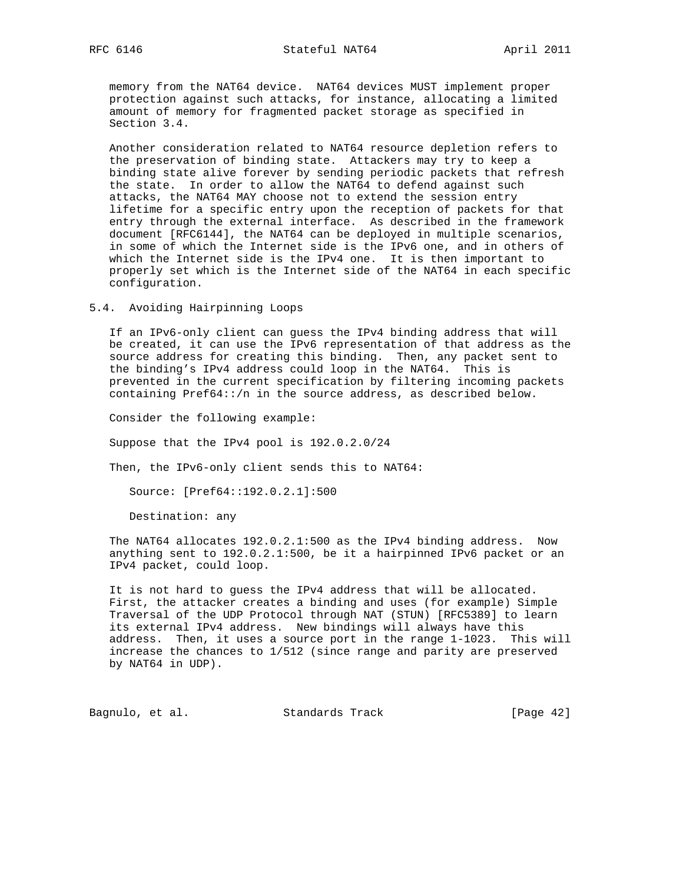memory from the NAT64 device. NAT64 devices MUST implement proper protection against such attacks, for instance, allocating a limited amount of memory for fragmented packet storage as specified in Section 3.4.

Another consideration related to NAT64 resource depletion refers to the preservation of binding state. Attackers may try to keep a binding state alive forever by sending periodic packets that refresh the state. In order to allow the NAT64 to defend against such attacks, the NAT64 MAY choose not to extend the session entry lifetime for a specific entry upon the reception of packets for that entry through the external interface. As described in the framework document [RFC6144], the NAT64 can be deployed in multiple scenarios, in some of which the Internet side is the IPv6 one, and in others of which the Internet side is the IPv4 one. It is then important to properly set which is the Internet side of the NAT64 in each specific configuration.

## 5.4. Avoiding Hairpinning Loops

If an IPv6-only client can guess the IPv4 binding address that will be created, it can use the IPv6 representation of that address as the source address for creating this binding. Then, any packet sent to the binding's IPv4 address could loop in the NAT64. This is prevented in the current specification by filtering incoming packets containing Pref64::/n in the source address, as described below.

Consider the following example:

Suppose that the IPv4 pool is 192.0.2.0/24

Then, the IPv6-only client sends this to NAT64:

Source: [Pref64::192.0.2.1]:500

Destination: any

The NAT64 allocates 192.0.2.1:500 as the IPv4 binding address. Now anything sent to 192.0.2.1:500, be it a hairpinned IPv6 packet or an IPv4 packet, could loop.

It is not hard to guess the IPv4 address that will be allocated. First, the attacker creates a binding and uses (for example) Simple Traversal of the UDP Protocol through NAT (STUN) [RFC5389] to learn its external IPv4 address. New bindings will always have this address. Then, it uses a source port in the range 1-1023. This will increase the chances to 1/512 (since range and parity are preserved by NAT64 in UDP).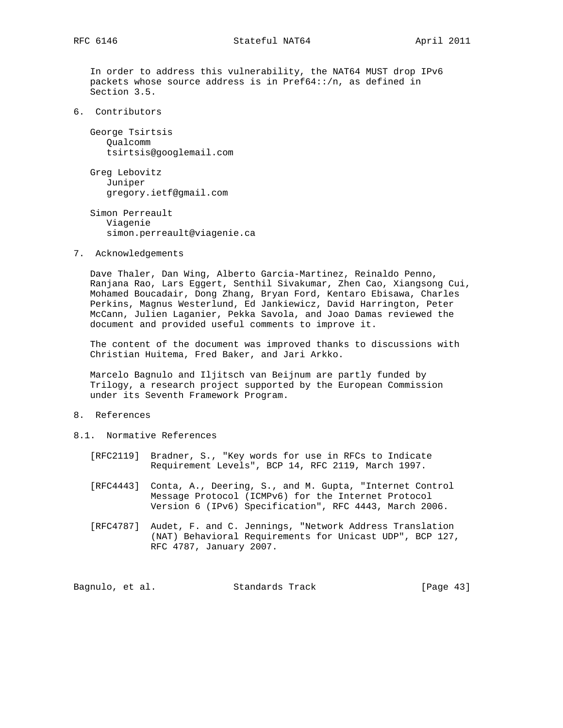In order to address this vulnerability, the NAT64 MUST drop IPv6 packets whose source address is in Pref64::/n, as defined in Section 3.5.

# 6. Contributors

George Tsirtsis
Qualcomm
tsirtsis@googlemail.com

Greg Lebovitz
Juniper
gregory.ietf@gmail.com

Simon Perreault
Viagenie
simon.perreault@viagenie.ca

# 7. Acknowledgements

Dave Thaler, Dan Wing, Alberto Garcia-Martinez, Reinaldo Penno, Ranjana Rao, Lars Eggert, Senthil Sivakumar, Zhen Cao, Xiangsong Cui, Mohamed Boucadair, Dong Zhang, Bryan Ford, Kentaro Ebisawa, Charles Perkins, Magnus Westerlund, Ed Jankiewicz, David Harrington, Peter McCann, Julien Laganier, Pekka Savola, and Joao Damas reviewed the document and provided useful comments to improve it.

The content of the document was improved thanks to discussions with Christian Huitema, Fred Baker, and Jari Arkko.

Marcelo Bagnulo and Iljitsch van Beijnum are partly funded by Trilogy, a research project supported by the European Commission under its Seventh Framework Program.

# 8. References

## 8.1. Normative References

[RFC2119] Bradner, S., "Key words for use in RFCs to Indicate Requirement Levels", BCP 14, RFC 2119, March 1997.

[RFC4443] Conta, A., Deering, S., and M. Gupta, "Internet Control Message Protocol (ICMPv6) for the Internet Protocol Version 6 (IPv6) Specification", RFC 4443, March 2006.

[RFC4787] Audet, F. and C. Jennings, "Network Address Translation (NAT) Behavioral Requirements for Unicast UDP", BCP 127, RFC 4787, January 2007.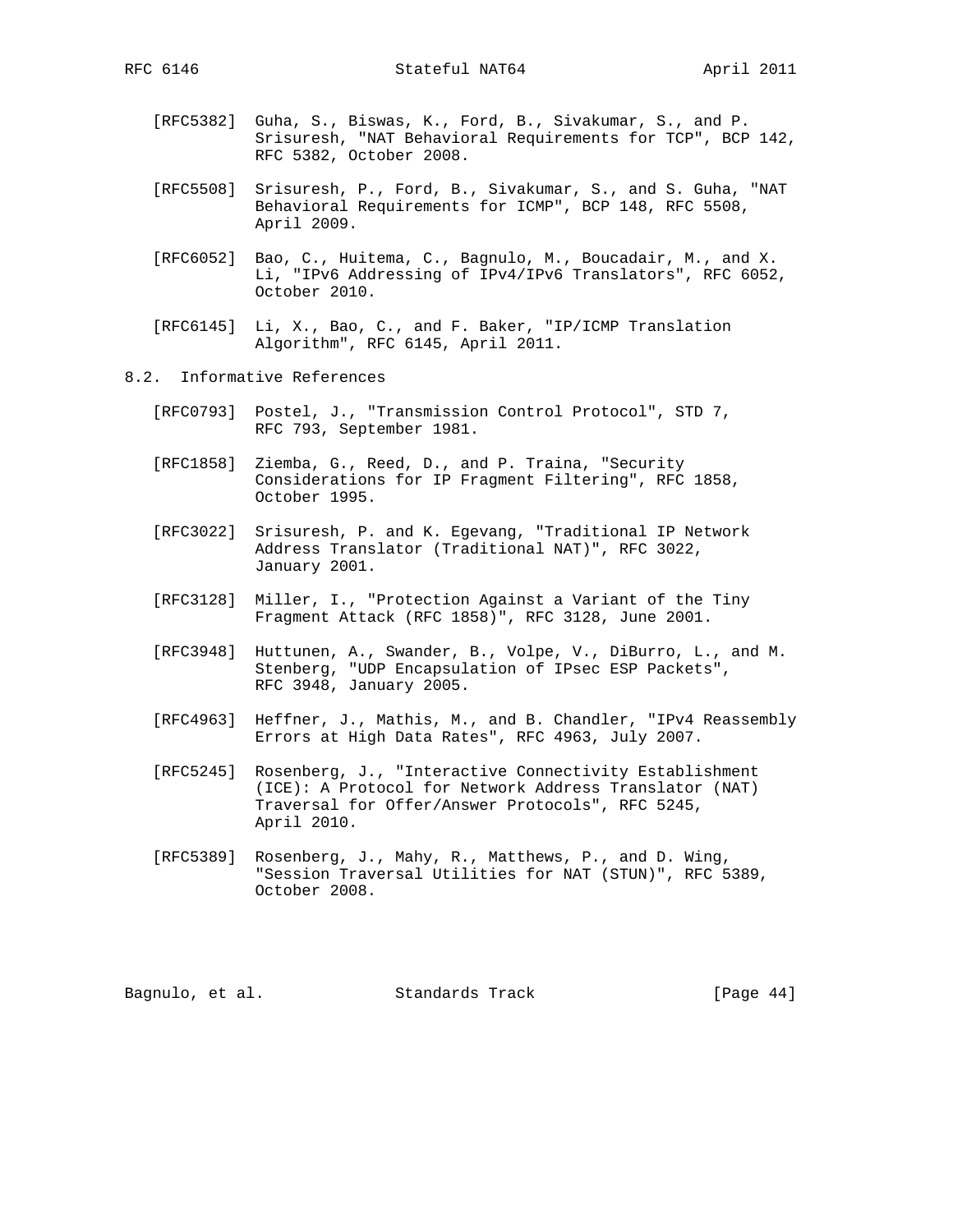[RFC5382] Guha, S., Biswas, K., Ford, B., Sivakumar, S., and P. Srisuresh, "NAT Behavioral Requirements for TCP", BCP 142, RFC 5382, October 2008.

[RFC5508] Srisuresh, P., Ford, B., Sivakumar, S., and S. Guha, "NAT Behavioral Requirements for ICMP", BCP 148, RFC 5508, April 2009.

[RFC6052] Bao, C., Huitema, C., Bagnulo, M., Boucadair, M., and X. Li, "IPv6 Addressing of IPv4/IPv6 Translators", RFC 6052, October 2010.

[RFC6145] Li, X., Bao, C., and F. Baker, "IP/ICMP Translation Algorithm", RFC 6145, April 2011.

## 8.2. Informative References

[RFC0793] Postel, J., "Transmission Control Protocol", STD 7, RFC 793, September 1981.

[RFC1858] Ziemba, G., Reed, D., and P. Traina, "Security Considerations for IP Fragment Filtering", RFC 1858, October 1995.

[RFC3022] Srisuresh, P. and K. Egevang, "Traditional IP Network Address Translator (Traditional NAT)", RFC 3022, January 2001.

[RFC3128] Miller, I., "Protection Against a Variant of the Tiny Fragment Attack (RFC 1858)", RFC 3128, June 2001.

[RFC3948] Huttunen, A., Swander, B., Volpe, V., DiBurro, L., and M. Stenberg, "UDP Encapsulation of IPsec ESP Packets", RFC 3948, January 2005.

[RFC4963] Heffner, J., Mathis, M., and B. Chandler, "IPv4 Reassembly Errors at High Data Rates", RFC 4963, July 2007.

[RFC5245] Rosenberg, J., "Interactive Connectivity Establishment (ICE): A Protocol for Network Address Translator (NAT) Traversal for Offer/Answer Protocols", RFC 5245, April 2010.

[RFC5389] Rosenberg, J., Mahy, R., Matthews, P., and D. Wing, "Session Traversal Utilities for NAT (STUN)", RFC 5389, October 2008.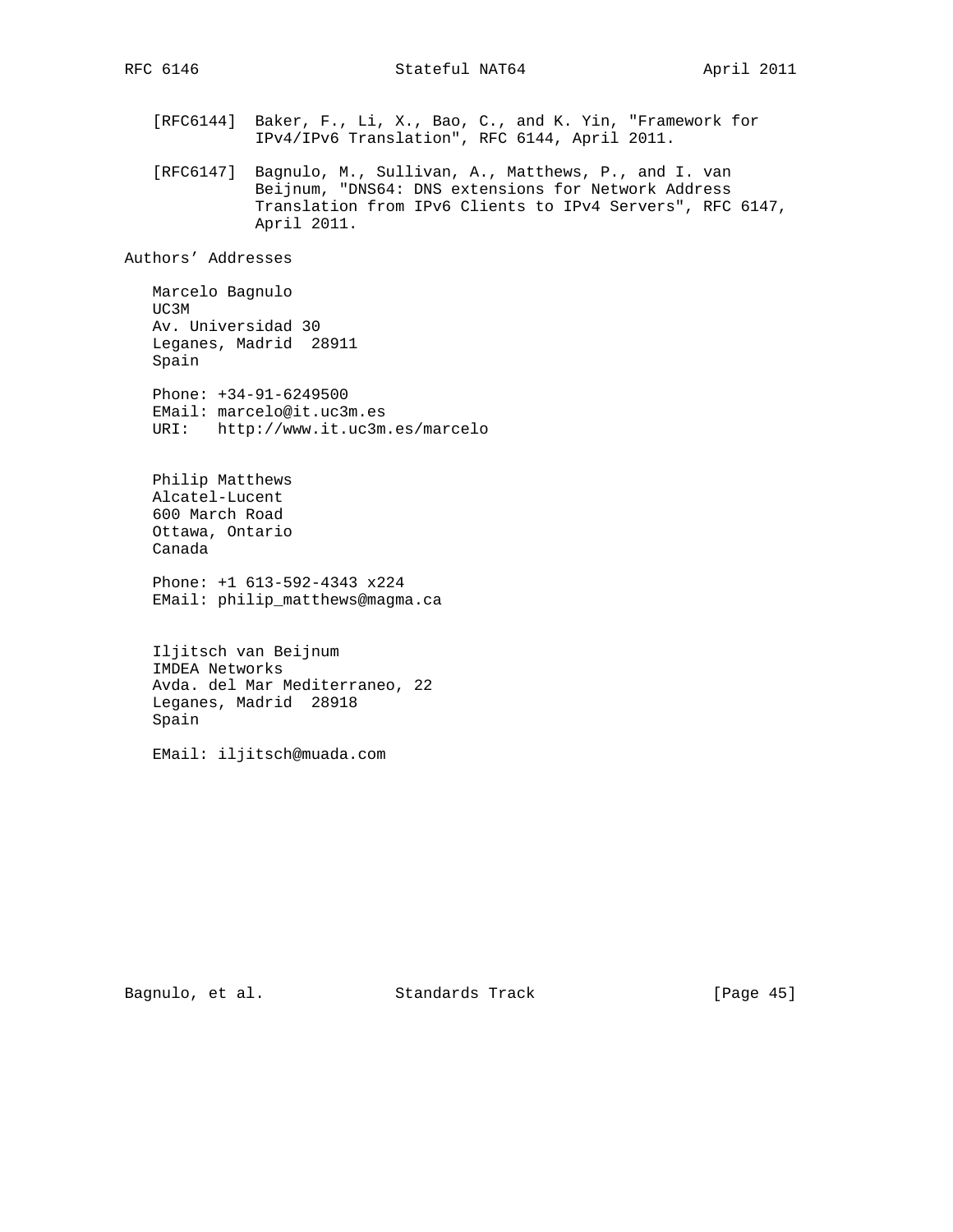[RFC6144] Baker, F., Li, X., Bao, C., and K. Yin, "Framework for IPv4/IPv6 Translation", RFC 6144, April 2011.

[RFC6147] Bagnulo, M., Sullivan, A., Matthews, P., and I. van Beijnum, "DNS64: DNS extensions for Network Address Translation from IPv6 Clients to IPv4 Servers", RFC 6147, April 2011.

## Authors' Addresses

Marcelo Bagnulo
UC3M
Av. Universidad 30
Leganes, Madrid  28911
Spain

Phone: +34-91-6249500
EMail: marcelo@it.uc3m.es
URI:   http://www.it.uc3m.es/marcelo

Philip Matthews
Alcatel-Lucent
600 March Road
Ottawa, Ontario
Canada

Phone: +1 613-592-4343 x224
EMail: philip_matthews@magma.ca

Iljitsch van Beijnum
IMDEA Networks
Avda. del Mar Mediterraneo, 22
Leganes, Madrid  28918
Spain

EMail: iljitsch@muada.com